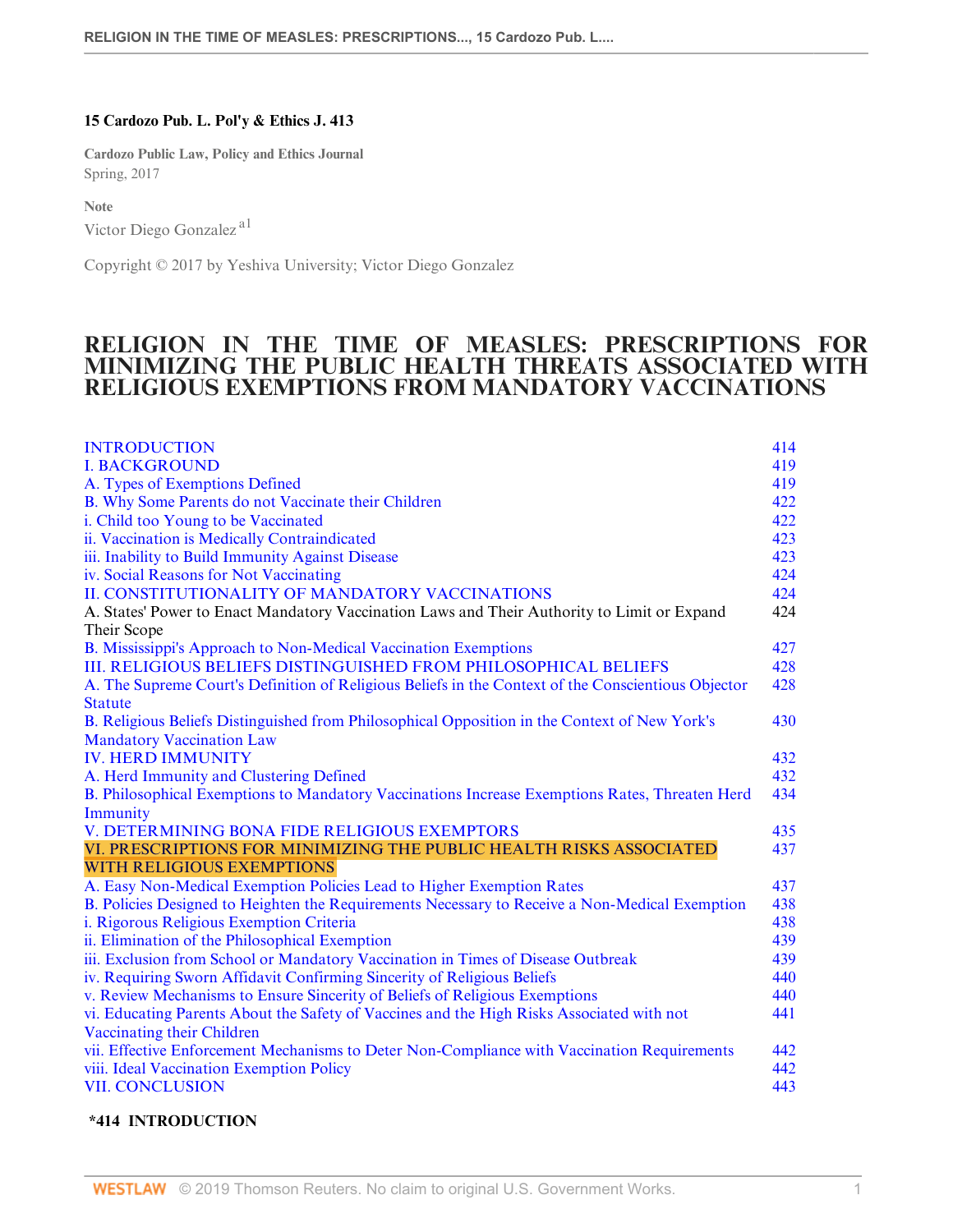**15 Cardozo Pub. L. Pol'y & Ethics J. 413**

**Cardozo Public Law, Policy and Ethics Journal**
Spring, 2017

**Note**
Victor Diego Gonzalez [a1]

Copyright © 2017 by Yeshiva University; Victor Diego Gonzalez

# RELIGION IN THE TIME OF MEASLES: PRESCRIPTIONS FOR MINIMIZING THE PUBLIC HEALTH THREATS ASSOCIATED WITH RELIGIOUS EXEMPTIONS FROM MANDATORY VACCINATIONS

| | |
|---|---|
| INTRODUCTION | 414 |
| I. BACKGROUND | 419 |
| A. Types of Exemptions Defined | 419 |
| B. Why Some Parents do not Vaccinate their Children | 422 |
| i. Child too Young to be Vaccinated | 422 |
| ii. Vaccination is Medically Contraindicated | 423 |
| iii. Inability to Build Immunity Against Disease | 423 |
| iv. Social Reasons for Not Vaccinating | 424 |
| II. CONSTITUTIONALITY OF MANDATORY VACCINATIONS | 424 |
| A. States' Power to Enact Mandatory Vaccination Laws and Their Authority to Limit or Expand Their Scope | 424 |
| B. Mississippi's Approach to Non-Medical Vaccination Exemptions | 427 |
| III. RELIGIOUS BELIEFS DISTINGUISHED FROM PHILOSOPHICAL BELIEFS | 428 |
| A. The Supreme Court's Definition of Religious Beliefs in the Context of the Conscientious Objector Statute | 428 |
| B. Religious Beliefs Distinguished from Philosophical Opposition in the Context of New York's Mandatory Vaccination Law | 430 |
| IV. HERD IMMUNITY | 432 |
| A. Herd Immunity and Clustering Defined | 432 |
| B. Philosophical Exemptions to Mandatory Vaccinations Increase Exemptions Rates, Threaten Herd Immunity | 434 |
| V. DETERMINING BONA FIDE RELIGIOUS EXEMPTORS | 435 |
| VI. PRESCRIPTIONS FOR MINIMIZING THE PUBLIC HEALTH RISKS ASSOCIATED WITH RELIGIOUS EXEMPTIONS | 437 |
| A. Easy Non-Medical Exemption Policies Lead to Higher Exemption Rates | 437 |
| B. Policies Designed to Heighten the Requirements Necessary to Receive a Non-Medical Exemption | 438 |
| i. Rigorous Religious Exemption Criteria | 438 |
| ii. Elimination of the Philosophical Exemption | 439 |
| iii. Exclusion from School or Mandatory Vaccination in Times of Disease Outbreak | 439 |
| iv. Requiring Sworn Affidavit Confirming Sincerity of Religious Beliefs | 440 |
| v. Review Mechanisms to Ensure Sincerity of Beliefs of Religious Exemptions | 440 |
| vi. Educating Parents About the Safety of Vaccines and the High Risks Associated with not Vaccinating their Children | 441 |
| vii. Effective Enforcement Mechanisms to Deter Non-Compliance with Vaccination Requirements | 442 |
| viii. Ideal Vaccination Exemption Policy | 442 |
| VII. CONCLUSION | 443 |

**\*414 INTRODUCTION**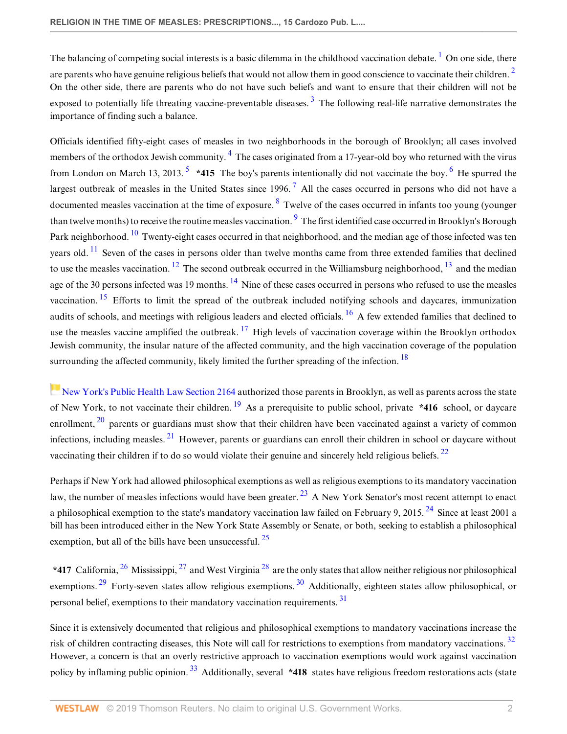The balancing of competing social interests is a basic dilemma in the childhood vaccination debate. [1] On one side, there are parents who have genuine religious beliefs that would not allow them in good conscience to vaccinate their children. [2] On the other side, there are parents who do not have such beliefs and want to ensure that their children will not be exposed to potentially life threatening vaccine-preventable diseases. [3] The following real-life narrative demonstrates the importance of finding such a balance.

Officials identified fifty-eight cases of measles in two neighborhoods in the borough of Brooklyn; all cases involved members of the orthodox Jewish community. [4] The cases originated from a 17-year-old boy who returned with the virus from London on March 13, 2013. [5] **\*415** The boy's parents intentionally did not vaccinate the boy. [6] He spurred the largest outbreak of measles in the United States since 1996. [7] All the cases occurred in persons who did not have a documented measles vaccination at the time of exposure. [8] Twelve of the cases occurred in infants too young (younger than twelve months) to receive the routine measles vaccination. [9] The first identified case occurred in Brooklyn's Borough Park neighborhood. [10] Twenty-eight cases occurred in that neighborhood, and the median age of those infected was ten years old. [11] Seven of the cases in persons older than twelve months came from three extended families that declined to use the measles vaccination. [12] The second outbreak occurred in the Williamsburg neighborhood, [13] and the median age of the 30 persons infected was 19 months. [14] Nine of these cases occurred in persons who refused to use the measles vaccination. [15] Efforts to limit the spread of the outbreak included notifying schools and daycares, immunization audits of schools, and meetings with religious leaders and elected officials. [16] A few extended families that declined to use the measles vaccine amplified the outbreak. [17] High levels of vaccination coverage within the Brooklyn orthodox Jewish community, the insular nature of the affected community, and the high vaccination coverage of the population surrounding the affected community, likely limited the further spreading of the infection. [18]

New York's Public Health Law Section 2164 authorized those parents in Brooklyn, as well as parents across the state of New York, to not vaccinate their children. [19] As a prerequisite to public school, private **\*416** school, or daycare enrollment, [20] parents or guardians must show that their children have been vaccinated against a variety of common infections, including measles. [21] However, parents or guardians can enroll their children in school or daycare without vaccinating their children if to do so would violate their genuine and sincerely held religious beliefs. [22]

Perhaps if New York had allowed philosophical exemptions as well as religious exemptions to its mandatory vaccination law, the number of measles infections would have been greater. [23] A New York Senator's most recent attempt to enact a philosophical exemption to the state's mandatory vaccination law failed on February 9, 2015. [24] Since at least 2001 a bill has been introduced either in the New York State Assembly or Senate, or both, seeking to establish a philosophical exemption, but all of the bills have been unsuccessful. [25]

**\*417** California, [26] Mississippi, [27] and West Virginia [28] are the only states that allow neither religious nor philosophical exemptions. [29] Forty-seven states allow religious exemptions. [30] Additionally, eighteen states allow philosophical, or personal belief, exemptions to their mandatory vaccination requirements. [31]

Since it is extensively documented that religious and philosophical exemptions to mandatory vaccinations increase the risk of children contracting diseases, this Note will call for restrictions to exemptions from mandatory vaccinations. [32] However, a concern is that an overly restrictive approach to vaccination exemptions would work against vaccination policy by inflaming public opinion. [33] Additionally, several **\*418** states have religious freedom restorations acts (state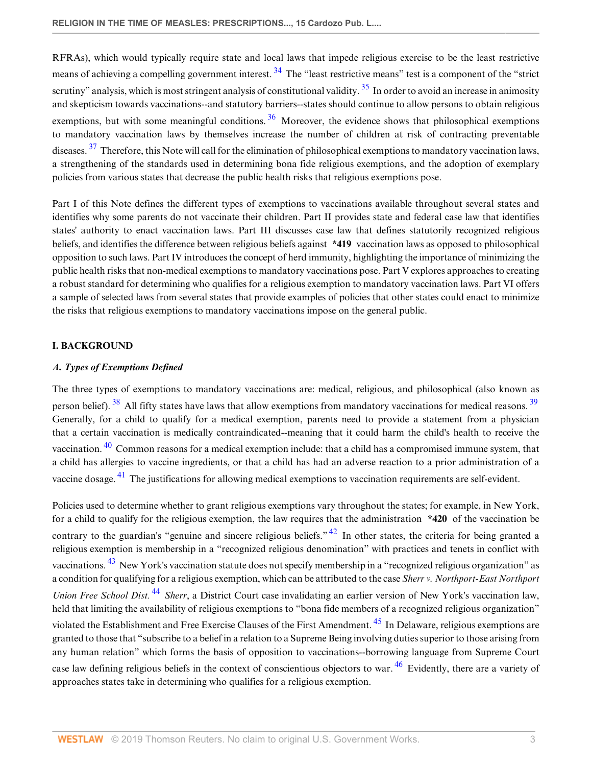RFRAs), which would typically require state and local laws that impede religious exercise to be the least restrictive means of achieving a compelling government interest. [34] The "least restrictive means" test is a component of the "strict scrutiny" analysis, which is most stringent analysis of constitutional validity. [35] In order to avoid an increase in animosity and skepticism towards vaccinations--and statutory barriers--states should continue to allow persons to obtain religious exemptions, but with some meaningful conditions. [36] Moreover, the evidence shows that philosophical exemptions to mandatory vaccination laws by themselves increase the number of children at risk of contracting preventable diseases. [37] Therefore, this Note will call for the elimination of philosophical exemptions to mandatory vaccination laws, a strengthening of the standards used in determining bona fide religious exemptions, and the adoption of exemplary policies from various states that decrease the public health risks that religious exemptions pose.

Part I of this Note defines the different types of exemptions to vaccinations available throughout several states and identifies why some parents do not vaccinate their children. Part II provides state and federal case law that identifies states' authority to enact vaccination laws. Part III discusses case law that defines statutorily recognized religious beliefs, and identifies the difference between religious beliefs against **\*419** vaccination laws as opposed to philosophical opposition to such laws. Part IV introduces the concept of herd immunity, highlighting the importance of minimizing the public health risks that non-medical exemptions to mandatory vaccinations pose. Part V explores approaches to creating a robust standard for determining who qualifies for a religious exemption to mandatory vaccination laws. Part VI offers a sample of selected laws from several states that provide examples of policies that other states could enact to minimize the risks that religious exemptions to mandatory vaccinations impose on the general public.

## I. BACKGROUND

### *A. Types of Exemptions Defined*

The three types of exemptions to mandatory vaccinations are: medical, religious, and philosophical (also known as person belief). [38] All fifty states have laws that allow exemptions from mandatory vaccinations for medical reasons. [39] Generally, for a child to qualify for a medical exemption, parents need to provide a statement from a physician that a certain vaccination is medically contraindicated--meaning that it could harm the child's health to receive the vaccination. [40] Common reasons for a medical exemption include: that a child has a compromised immune system, that a child has allergies to vaccine ingredients, or that a child has had an adverse reaction to a prior administration of a vaccine dosage. [41] The justifications for allowing medical exemptions to vaccination requirements are self-evident.

Policies used to determine whether to grant religious exemptions vary throughout the states; for example, in New York, for a child to qualify for the religious exemption, the law requires that the administration **\*420** of the vaccination be contrary to the guardian's "genuine and sincere religious beliefs." [42] In other states, the criteria for being granted a religious exemption is membership in a "recognized religious denomination" with practices and tenets in conflict with vaccinations. [43] New York's vaccination statute does not specify membership in a "recognized religious organization" as a condition for qualifying for a religious exemption, which can be attributed to the case *Sherr v. Northport-East Northport Union Free School Dist.* [44] *Sherr*, a District Court case invalidating an earlier version of New York's vaccination law, held that limiting the availability of religious exemptions to "bona fide members of a recognized religious organization" violated the Establishment and Free Exercise Clauses of the First Amendment. [45] In Delaware, religious exemptions are granted to those that "subscribe to a belief in a relation to a Supreme Being involving duties superior to those arising from any human relation" which forms the basis of opposition to vaccinations--borrowing language from Supreme Court case law defining religious beliefs in the context of conscientious objectors to war. [46] Evidently, there are a variety of approaches states take in determining who qualifies for a religious exemption.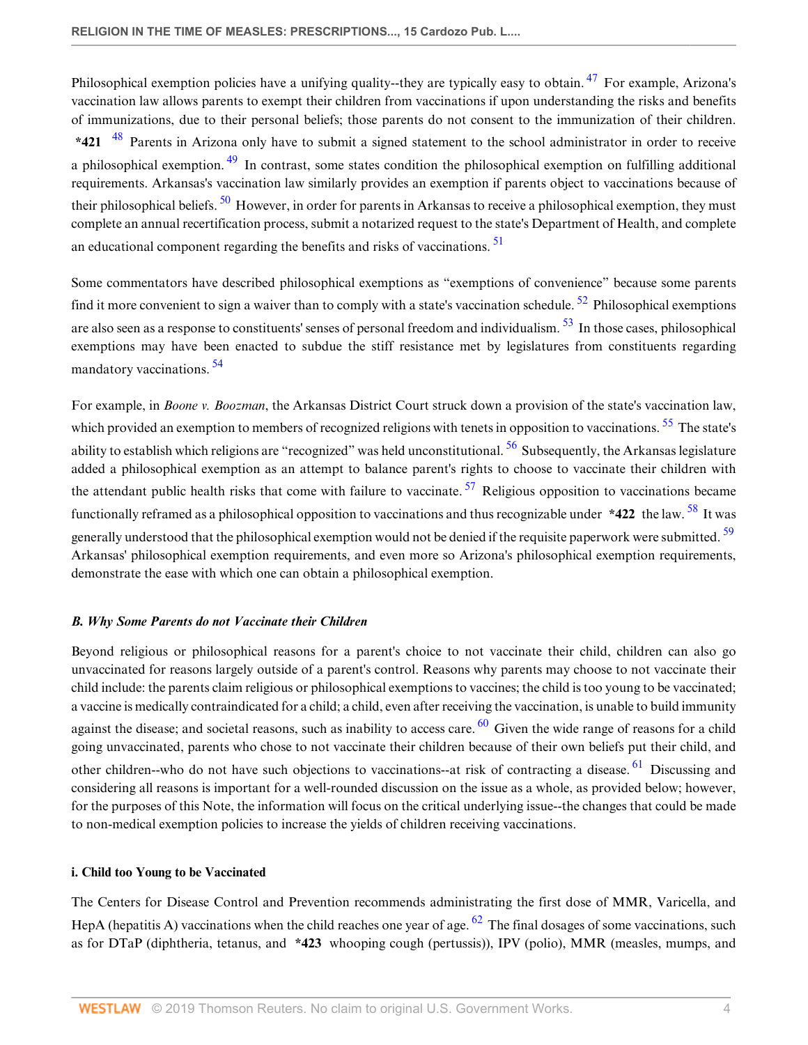Philosophical exemption policies have a unifying quality--they are typically easy to obtain. [47] For example, Arizona's vaccination law allows parents to exempt their children from vaccinations if upon understanding the risks and benefits of immunizations, due to their personal beliefs; those parents do not consent to the immunization of their children. **\*421** [48] Parents in Arizona only have to submit a signed statement to the school administrator in order to receive a philosophical exemption. [49] In contrast, some states condition the philosophical exemption on fulfilling additional requirements. Arkansas's vaccination law similarly provides an exemption if parents object to vaccinations because of their philosophical beliefs. [50] However, in order for parents in Arkansas to receive a philosophical exemption, they must complete an annual recertification process, submit a notarized request to the state's Department of Health, and complete an educational component regarding the benefits and risks of vaccinations. [51]

Some commentators have described philosophical exemptions as "exemptions of convenience" because some parents find it more convenient to sign a waiver than to comply with a state's vaccination schedule. [52] Philosophical exemptions are also seen as a response to constituents' senses of personal freedom and individualism. [53] In those cases, philosophical exemptions may have been enacted to subdue the stiff resistance met by legislatures from constituents regarding mandatory vaccinations. [54]

For example, in *Boone v. Boozman*, the Arkansas District Court struck down a provision of the state's vaccination law, which provided an exemption to members of recognized religions with tenets in opposition to vaccinations. [55] The state's ability to establish which religions are "recognized" was held unconstitutional. [56] Subsequently, the Arkansas legislature added a philosophical exemption as an attempt to balance parent's rights to choose to vaccinate their children with the attendant public health risks that come with failure to vaccinate. [57] Religious opposition to vaccinations became functionally reframed as a philosophical opposition to vaccinations and thus recognizable under **\*422** the law. [58] It was generally understood that the philosophical exemption would not be denied if the requisite paperwork were submitted. [59] Arkansas' philosophical exemption requirements, and even more so Arizona's philosophical exemption requirements, demonstrate the ease with which one can obtain a philosophical exemption.

### *B. Why Some Parents do not Vaccinate their Children*

Beyond religious or philosophical reasons for a parent's choice to not vaccinate their child, children can also go unvaccinated for reasons largely outside of a parent's control. Reasons why parents may choose to not vaccinate their child include: the parents claim religious or philosophical exemptions to vaccines; the child is too young to be vaccinated; a vaccine is medically contraindicated for a child; a child, even after receiving the vaccination, is unable to build immunity against the disease; and societal reasons, such as inability to access care. [60] Given the wide range of reasons for a child going unvaccinated, parents who chose to not vaccinate their children because of their own beliefs put their child, and other children--who do not have such objections to vaccinations--at risk of contracting a disease. [61] Discussing and considering all reasons is important for a well-rounded discussion on the issue as a whole, as provided below; however, for the purposes of this Note, the information will focus on the critical underlying issue--the changes that could be made to non-medical exemption policies to increase the yields of children receiving vaccinations.

#### i. Child too Young to be Vaccinated

The Centers for Disease Control and Prevention recommends administrating the first dose of MMR, Varicella, and HepA (hepatitis A) vaccinations when the child reaches one year of age. [62] The final dosages of some vaccinations, such as for DTaP (diphtheria, tetanus, and **\*423** whooping cough (pertussis)), IPV (polio), MMR (measles, mumps, and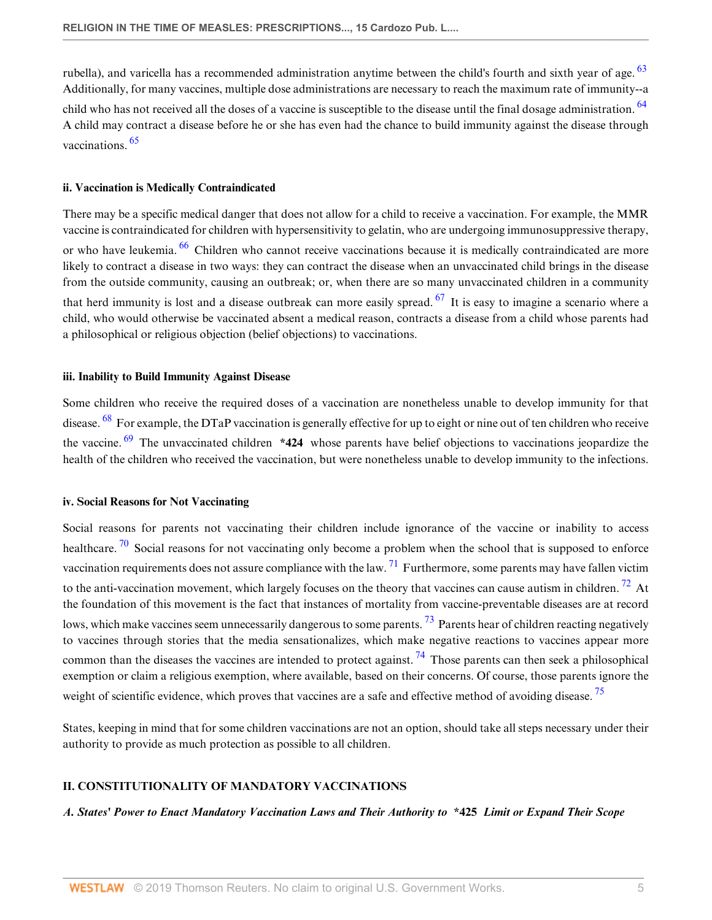rubella), and varicella has a recommended administration anytime between the child's fourth and sixth year of age. [63] Additionally, for many vaccines, multiple dose administrations are necessary to reach the maximum rate of immunity--a child who has not received all the doses of a vaccine is susceptible to the disease until the final dosage administration. [64] A child may contract a disease before he or she has even had the chance to build immunity against the disease through vaccinations. [65]

#### ii. Vaccination is Medically Contraindicated

There may be a specific medical danger that does not allow for a child to receive a vaccination. For example, the MMR vaccine is contraindicated for children with hypersensitivity to gelatin, who are undergoing immunosuppressive therapy, or who have leukemia. [66] Children who cannot receive vaccinations because it is medically contraindicated are more likely to contract a disease in two ways: they can contract the disease when an unvaccinated child brings in the disease from the outside community, causing an outbreak; or, when there are so many unvaccinated children in a community that herd immunity is lost and a disease outbreak can more easily spread. [67] It is easy to imagine a scenario where a child, who would otherwise be vaccinated absent a medical reason, contracts a disease from a child whose parents had a philosophical or religious objection (belief objections) to vaccinations.

#### iii. Inability to Build Immunity Against Disease

Some children who receive the required doses of a vaccination are nonetheless unable to develop immunity for that disease. [68] For example, the DTaP vaccination is generally effective for up to eight or nine out of ten children who receive the vaccine. [69] The unvaccinated children **\*424** whose parents have belief objections to vaccinations jeopardize the health of the children who received the vaccination, but were nonetheless unable to develop immunity to the infections.

#### iv. Social Reasons for Not Vaccinating

Social reasons for parents not vaccinating their children include ignorance of the vaccine or inability to access healthcare. [70] Social reasons for not vaccinating only become a problem when the school that is supposed to enforce vaccination requirements does not assure compliance with the law. [71] Furthermore, some parents may have fallen victim to the anti-vaccination movement, which largely focuses on the theory that vaccines can cause autism in children. [72] At the foundation of this movement is the fact that instances of mortality from vaccine-preventable diseases are at record lows, which make vaccines seem unnecessarily dangerous to some parents. [73] Parents hear of children reacting negatively to vaccines through stories that the media sensationalizes, which make negative reactions to vaccines appear more common than the diseases the vaccines are intended to protect against. [74] Those parents can then seek a philosophical exemption or claim a religious exemption, where available, based on their concerns. Of course, those parents ignore the weight of scientific evidence, which proves that vaccines are a safe and effective method of avoiding disease. [75]

States, keeping in mind that for some children vaccinations are not an option, should take all steps necessary under their authority to provide as much protection as possible to all children.

## II. CONSTITUTIONALITY OF MANDATORY VACCINATIONS

### *A. States' Power to Enact Mandatory Vaccination Laws and Their Authority to* **\*425** *Limit or Expand Their Scope*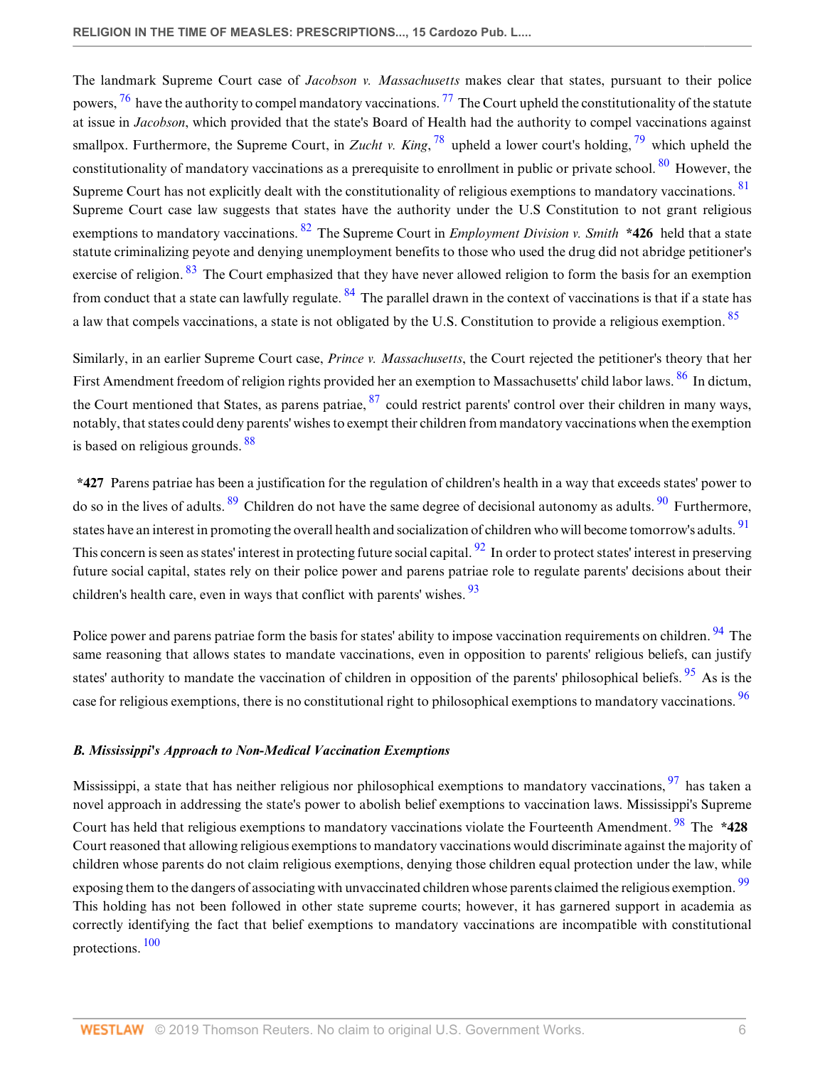The landmark Supreme Court case of *Jacobson v. Massachusetts* makes clear that states, pursuant to their police powers, [76] have the authority to compel mandatory vaccinations. [77] The Court upheld the constitutionality of the statute at issue in *Jacobson*, which provided that the state's Board of Health had the authority to compel vaccinations against smallpox. Furthermore, the Supreme Court, in *Zucht v. King*, [78] upheld a lower court's holding, [79] which upheld the constitutionality of mandatory vaccinations as a prerequisite to enrollment in public or private school. [80] However, the Supreme Court has not explicitly dealt with the constitutionality of religious exemptions to mandatory vaccinations. [81] Supreme Court case law suggests that states have the authority under the U.S Constitution to not grant religious exemptions to mandatory vaccinations. [82] The Supreme Court in *Employment Division v. Smith* **\*426** held that a state statute criminalizing peyote and denying unemployment benefits to those who used the drug did not abridge petitioner's exercise of religion. [83] The Court emphasized that they have never allowed religion to form the basis for an exemption from conduct that a state can lawfully regulate. [84] The parallel drawn in the context of vaccinations is that if a state has a law that compels vaccinations, a state is not obligated by the U.S. Constitution to provide a religious exemption. [85]

Similarly, in an earlier Supreme Court case, *Prince v. Massachusetts*, the Court rejected the petitioner's theory that her First Amendment freedom of religion rights provided her an exemption to Massachusetts' child labor laws. [86] In dictum, the Court mentioned that States, as parens patriae, [87] could restrict parents' control over their children in many ways, notably, that states could deny parents' wishes to exempt their children from mandatory vaccinations when the exemption is based on religious grounds. [88]

**\*427** Parens patriae has been a justification for the regulation of children's health in a way that exceeds states' power to do so in the lives of adults. [89] Children do not have the same degree of decisional autonomy as adults. [90] Furthermore, states have an interest in promoting the overall health and socialization of children who will become tomorrow's adults. [91] This concern is seen as states' interest in protecting future social capital. [92] In order to protect states' interest in preserving future social capital, states rely on their police power and parens patriae role to regulate parents' decisions about their children's health care, even in ways that conflict with parents' wishes. [93]

Police power and parens patriae form the basis for states' ability to impose vaccination requirements on children. [94] The same reasoning that allows states to mandate vaccinations, even in opposition to parents' religious beliefs, can justify states' authority to mandate the vaccination of children in opposition of the parents' philosophical beliefs. [95] As is the case for religious exemptions, there is no constitutional right to philosophical exemptions to mandatory vaccinations. [96]

### *B. Mississippi's Approach to Non-Medical Vaccination Exemptions*

Mississippi, a state that has neither religious nor philosophical exemptions to mandatory vaccinations, [97] has taken a novel approach in addressing the state's power to abolish belief exemptions to vaccination laws. Mississippi's Supreme Court has held that religious exemptions to mandatory vaccinations violate the Fourteenth Amendment. [98] The **\*428** Court reasoned that allowing religious exemptions to mandatory vaccinations would discriminate against the majority of children whose parents do not claim religious exemptions, denying those children equal protection under the law, while exposing them to the dangers of associating with unvaccinated children whose parents claimed the religious exemption. [99] This holding has not been followed in other state supreme courts; however, it has garnered support in academia as correctly identifying the fact that belief exemptions to mandatory vaccinations are incompatible with constitutional protections. [100]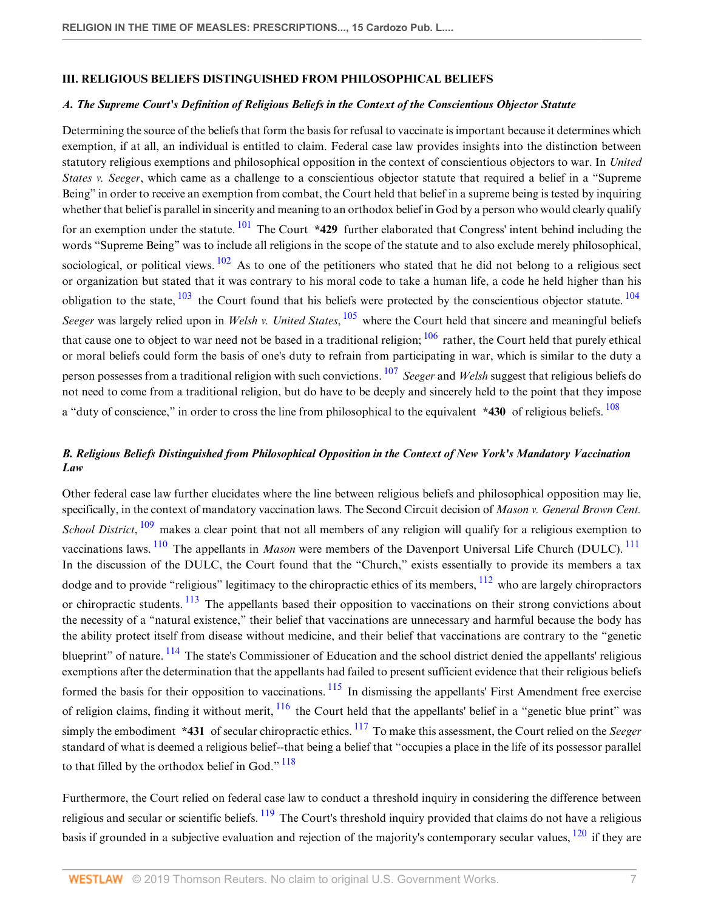## III. RELIGIOUS BELIEFS DISTINGUISHED FROM PHILOSOPHICAL BELIEFS

### *A. The Supreme Court's Definition of Religious Beliefs in the Context of the Conscientious Objector Statute*

Determining the source of the beliefs that form the basis for refusal to vaccinate is important because it determines which exemption, if at all, an individual is entitled to claim. Federal case law provides insights into the distinction between statutory religious exemptions and philosophical opposition in the context of conscientious objectors to war. In *United States v. Seeger*, which came as a challenge to a conscientious objector statute that required a belief in a "Supreme Being" in order to receive an exemption from combat, the Court held that belief in a supreme being is tested by inquiring whether that belief is parallel in sincerity and meaning to an orthodox belief in God by a person who would clearly qualify for an exemption under the statute.[101] The Court **\*429** further elaborated that Congress' intent behind including the words "Supreme Being" was to include all religions in the scope of the statute and to also exclude merely philosophical, sociological, or political views.[102] As to one of the petitioners who stated that he did not belong to a religious sect or organization but stated that it was contrary to his moral code to take a human life, a code he held higher than his obligation to the state,[103] the Court found that his beliefs were protected by the conscientious objector statute.[104] *Seeger* was largely relied upon in *Welsh v. United States*,[105] where the Court held that sincere and meaningful beliefs that cause one to object to war need not be based in a traditional religion;[106] rather, the Court held that purely ethical or moral beliefs could form the basis of one's duty to refrain from participating in war, which is similar to the duty a person possesses from a traditional religion with such convictions.[107] *Seeger* and *Welsh* suggest that religious beliefs do not need to come from a traditional religion, but do have to be deeply and sincerely held to the point that they impose a "duty of conscience," in order to cross the line from philosophical to the equivalent **\*430** of religious beliefs.[108]

### *B. Religious Beliefs Distinguished from Philosophical Opposition in the Context of New York's Mandatory Vaccination Law*

Other federal case law further elucidates where the line between religious beliefs and philosophical opposition may lie, specifically, in the context of mandatory vaccination laws. The Second Circuit decision of *Mason v. General Brown Cent. School District*,[109] makes a clear point that not all members of any religion will qualify for a religious exemption to vaccinations laws.[110] The appellants in *Mason* were members of the Davenport Universal Life Church (DULC).[111] In the discussion of the DULC, the Court found that the "Church," exists essentially to provide its members a tax dodge and to provide "religious" legitimacy to the chiropractic ethics of its members,[112] who are largely chiropractors or chiropractic students.[113] The appellants based their opposition to vaccinations on their strong convictions about the necessity of a "natural existence," their belief that vaccinations are unnecessary and harmful because the body has the ability protect itself from disease without medicine, and their belief that vaccinations are contrary to the "genetic blueprint" of nature.[114] The state's Commissioner of Education and the school district denied the appellants' religious exemptions after the determination that the appellants had failed to present sufficient evidence that their religious beliefs formed the basis for their opposition to vaccinations.[115] In dismissing the appellants' First Amendment free exercise of religion claims, finding it without merit,[116] the Court held that the appellants' belief in a "genetic blue print" was simply the embodiment **\*431** of secular chiropractic ethics.[117] To make this assessment, the Court relied on the *Seeger* standard of what is deemed a religious belief--that being a belief that "occupies a place in the life of its possessor parallel to that filled by the orthodox belief in God."[118]

Furthermore, the Court relied on federal case law to conduct a threshold inquiry in considering the difference between religious and secular or scientific beliefs.[119] The Court's threshold inquiry provided that claims do not have a religious basis if grounded in a subjective evaluation and rejection of the majority's contemporary secular values,[120] if they are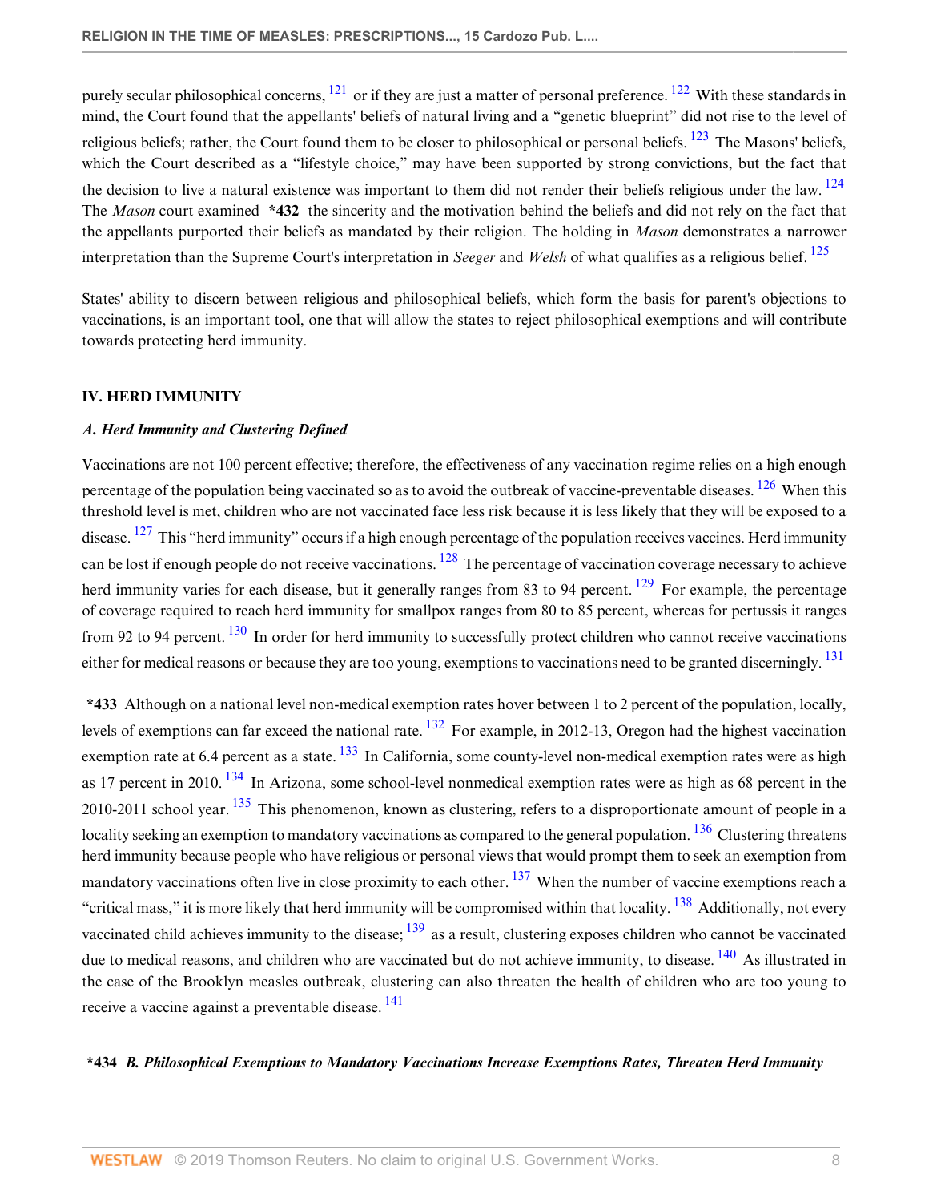purely secular philosophical concerns, [121] or if they are just a matter of personal preference. [122] With these standards in mind, the Court found that the appellants' beliefs of natural living and a "genetic blueprint" did not rise to the level of religious beliefs; rather, the Court found them to be closer to philosophical or personal beliefs. [123] The Masons' beliefs, which the Court described as a "lifestyle choice," may have been supported by strong convictions, but the fact that the decision to live a natural existence was important to them did not render their beliefs religious under the law. [124] The *Mason* court examined **\*432** the sincerity and the motivation behind the beliefs and did not rely on the fact that the appellants purported their beliefs as mandated by their religion. The holding in *Mason* demonstrates a narrower interpretation than the Supreme Court's interpretation in *Seeger* and *Welsh* of what qualifies as a religious belief. [125]

States' ability to discern between religious and philosophical beliefs, which form the basis for parent's objections to vaccinations, is an important tool, one that will allow the states to reject philosophical exemptions and will contribute towards protecting herd immunity.

## IV. HERD IMMUNITY

### *A. Herd Immunity and Clustering Defined*

Vaccinations are not 100 percent effective; therefore, the effectiveness of any vaccination regime relies on a high enough percentage of the population being vaccinated so as to avoid the outbreak of vaccine-preventable diseases. [126] When this threshold level is met, children who are not vaccinated face less risk because it is less likely that they will be exposed to a disease. [127] This "herd immunity" occurs if a high enough percentage of the population receives vaccines. Herd immunity can be lost if enough people do not receive vaccinations. [128] The percentage of vaccination coverage necessary to achieve herd immunity varies for each disease, but it generally ranges from 83 to 94 percent. [129] For example, the percentage of coverage required to reach herd immunity for smallpox ranges from 80 to 85 percent, whereas for pertussis it ranges from 92 to 94 percent. [130] In order for herd immunity to successfully protect children who cannot receive vaccinations either for medical reasons or because they are too young, exemptions to vaccinations need to be granted discerningly. [131]

**\*433** Although on a national level non-medical exemption rates hover between 1 to 2 percent of the population, locally, levels of exemptions can far exceed the national rate. [132] For example, in 2012-13, Oregon had the highest vaccination exemption rate at 6.4 percent as a state. [133] In California, some county-level non-medical exemption rates were as high as 17 percent in 2010. [134] In Arizona, some school-level nonmedical exemption rates were as high as 68 percent in the 2010-2011 school year. [135] This phenomenon, known as clustering, refers to a disproportionate amount of people in a locality seeking an exemption to mandatory vaccinations as compared to the general population. [136] Clustering threatens herd immunity because people who have religious or personal views that would prompt them to seek an exemption from mandatory vaccinations often live in close proximity to each other. [137] When the number of vaccine exemptions reach a "critical mass," it is more likely that herd immunity will be compromised within that locality. [138] Additionally, not every vaccinated child achieves immunity to the disease; [139] as a result, clustering exposes children who cannot be vaccinated due to medical reasons, and children who are vaccinated but do not achieve immunity, to disease. [140] As illustrated in the case of the Brooklyn measles outbreak, clustering can also threaten the health of children who are too young to receive a vaccine against a preventable disease. [141]

### **\*434** *B. Philosophical Exemptions to Mandatory Vaccinations Increase Exemptions Rates, Threaten Herd Immunity*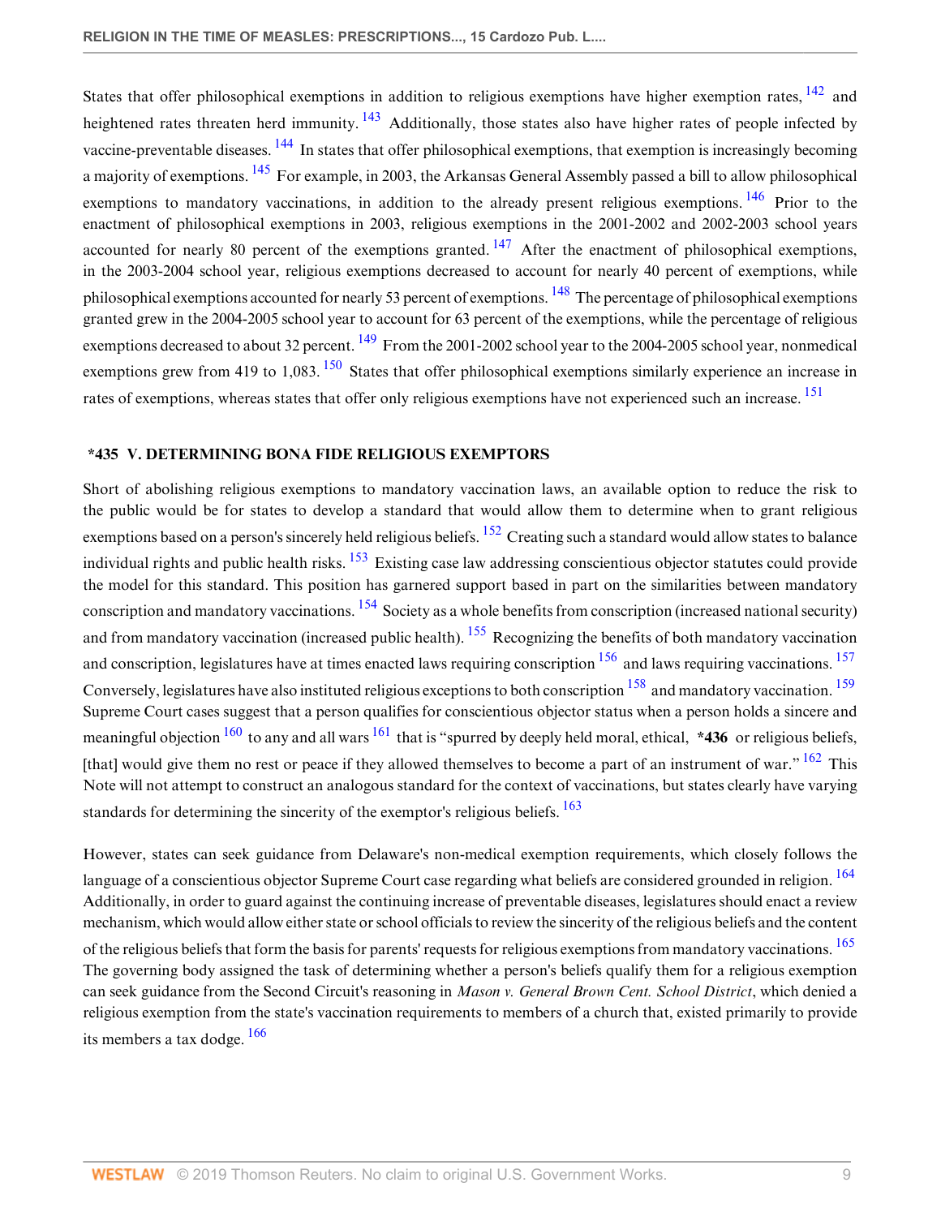States that offer philosophical exemptions in addition to religious exemptions have higher exemption rates,[142] and heightened rates threaten herd immunity.[143] Additionally, those states also have higher rates of people infected by vaccine-preventable diseases.[144] In states that offer philosophical exemptions, that exemption is increasingly becoming a majority of exemptions.[145] For example, in 2003, the Arkansas General Assembly passed a bill to allow philosophical exemptions to mandatory vaccinations, in addition to the already present religious exemptions.[146] Prior to the enactment of philosophical exemptions in 2003, religious exemptions in the 2001-2002 and 2002-2003 school years accounted for nearly 80 percent of the exemptions granted.[147] After the enactment of philosophical exemptions, in the 2003-2004 school year, religious exemptions decreased to account for nearly 40 percent of exemptions, while philosophical exemptions accounted for nearly 53 percent of exemptions.[148] The percentage of philosophical exemptions granted grew in the 2004-2005 school year to account for 63 percent of the exemptions, while the percentage of religious exemptions decreased to about 32 percent.[149] From the 2001-2002 school year to the 2004-2005 school year, nonmedical exemptions grew from 419 to 1,083.[150] States that offer philosophical exemptions similarly experience an increase in rates of exemptions, whereas states that offer only religious exemptions have not experienced such an increase.[151]

## *435 V. DETERMINING BONA FIDE RELIGIOUS EXEMPTORS

Short of abolishing religious exemptions to mandatory vaccination laws, an available option to reduce the risk to the public would be for states to develop a standard that would allow them to determine when to grant religious exemptions based on a person's sincerely held religious beliefs.[152] Creating such a standard would allow states to balance individual rights and public health risks.[153] Existing case law addressing conscientious objector statutes could provide the model for this standard. This position has garnered support based in part on the similarities between mandatory conscription and mandatory vaccinations.[154] Society as a whole benefits from conscription (increased national security) and from mandatory vaccination (increased public health).[155] Recognizing the benefits of both mandatory vaccination and conscription, legislatures have at times enacted laws requiring conscription[156] and laws requiring vaccinations.[157] Conversely, legislatures have also instituted religious exceptions to both conscription[158] and mandatory vaccination.[159] Supreme Court cases suggest that a person qualifies for conscientious objector status when a person holds a sincere and meaningful objection[160] to any and all wars[161] that is "spurred by deeply held moral, ethical, **\*436** or religious beliefs, [that] would give them no rest or peace if they allowed themselves to become a part of an instrument of war."[162] This Note will not attempt to construct an analogous standard for the context of vaccinations, but states clearly have varying standards for determining the sincerity of the exemptor's religious beliefs.[163]

However, states can seek guidance from Delaware's non-medical exemption requirements, which closely follows the language of a conscientious objector Supreme Court case regarding what beliefs are considered grounded in religion.[164] Additionally, in order to guard against the continuing increase of preventable diseases, legislatures should enact a review mechanism, which would allow either state or school officials to review the sincerity of the religious beliefs and the content of the religious beliefs that form the basis for parents' requests for religious exemptions from mandatory vaccinations.[165] The governing body assigned the task of determining whether a person's beliefs qualify them for a religious exemption can seek guidance from the Second Circuit's reasoning in *Mason v. General Brown Cent. School District*, which denied a religious exemption from the state's vaccination requirements to members of a church that, existed primarily to provide its members a tax dodge.[166]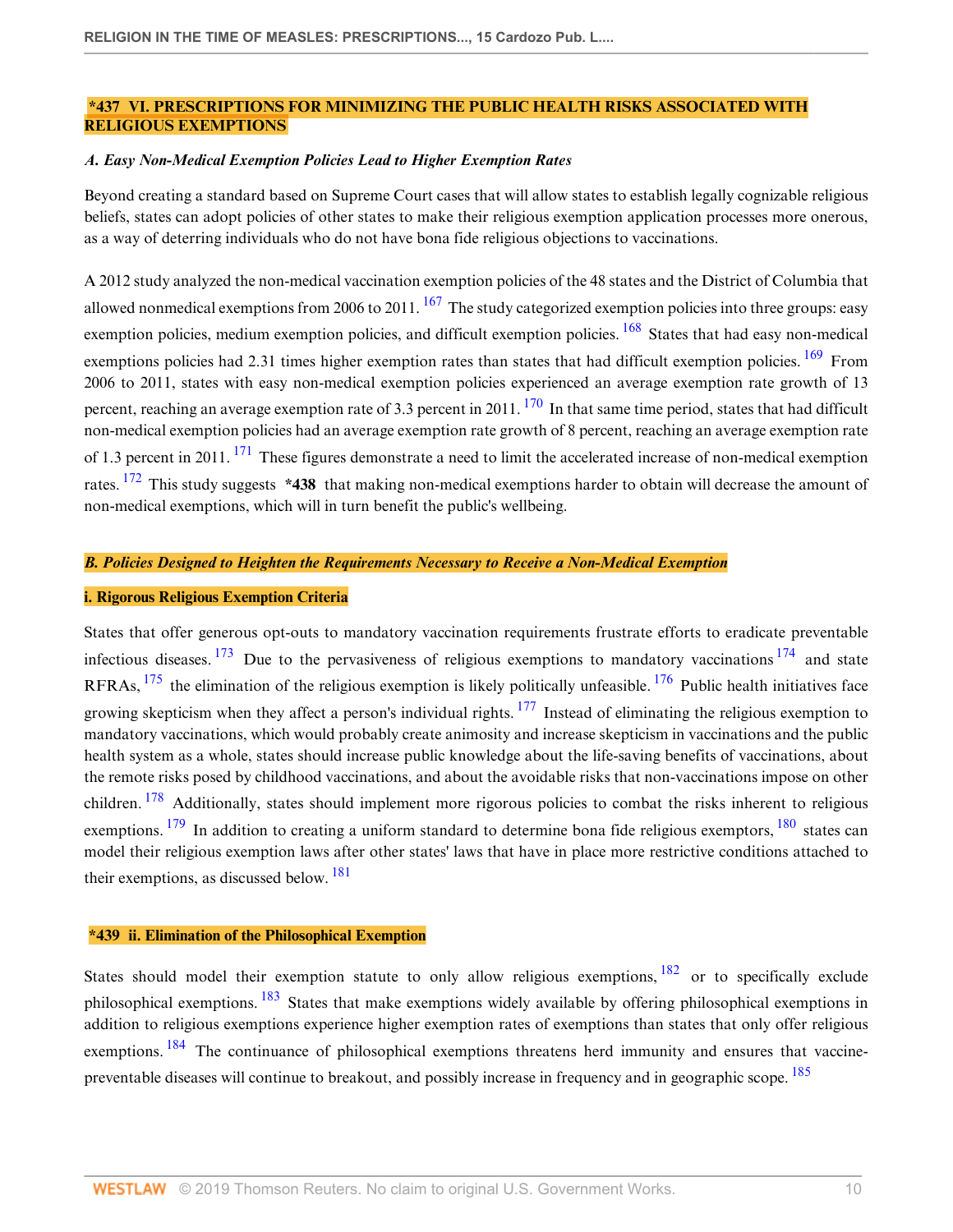## *437 VI. PRESCRIPTIONS FOR MINIMIZING THE PUBLIC HEALTH RISKS ASSOCIATED WITH RELIGIOUS EXEMPTIONS

### *A. Easy Non-Medical Exemption Policies Lead to Higher Exemption Rates*

Beyond creating a standard based on Supreme Court cases that will allow states to establish legally cognizable religious beliefs, states can adopt policies of other states to make their religious exemption application processes more onerous, as a way of deterring individuals who do not have bona fide religious objections to vaccinations.

A 2012 study analyzed the non-medical vaccination exemption policies of the 48 states and the District of Columbia that allowed nonmedical exemptions from 2006 to 2011.[167] The study categorized exemption policies into three groups: easy exemption policies, medium exemption policies, and difficult exemption policies.[168] States that had easy non-medical exemptions policies had 2.31 times higher exemption rates than states that had difficult exemption policies.[169] From 2006 to 2011, states with easy non-medical exemption policies experienced an average exemption rate growth of 13 percent, reaching an average exemption rate of 3.3 percent in 2011.[170] In that same time period, states that had difficult non-medical exemption policies had an average exemption rate growth of 8 percent, reaching an average exemption rate of 1.3 percent in 2011.[171] These figures demonstrate a need to limit the accelerated increase of non-medical exemption rates.[172] This study suggests **\*438** that making non-medical exemptions harder to obtain will decrease the amount of non-medical exemptions, which will in turn benefit the public's wellbeing.

### *B. Policies Designed to Heighten the Requirements Necessary to Receive a Non-Medical Exemption*

#### i. Rigorous Religious Exemption Criteria

States that offer generous opt-outs to mandatory vaccination requirements frustrate efforts to eradicate preventable infectious diseases.[173] Due to the pervasiveness of religious exemptions to mandatory vaccinations[174] and state RFRAs,[175] the elimination of the religious exemption is likely politically unfeasible.[176] Public health initiatives face growing skepticism when they affect a person's individual rights.[177] Instead of eliminating the religious exemption to mandatory vaccinations, which would probably create animosity and increase skepticism in vaccinations and the public health system as a whole, states should increase public knowledge about the life-saving benefits of vaccinations, about the remote risks posed by childhood vaccinations, and about the avoidable risks that non-vaccinations impose on other children.[178] Additionally, states should implement more rigorous policies to combat the risks inherent to religious exemptions.[179] In addition to creating a uniform standard to determine bona fide religious exemptors,[180] states can model their religious exemption laws after other states' laws that have in place more restrictive conditions attached to their exemptions, as discussed below.[181]

#### *439 ii. Elimination of the Philosophical Exemption

States should model their exemption statute to only allow religious exemptions,[182] or to specifically exclude philosophical exemptions.[183] States that make exemptions widely available by offering philosophical exemptions in addition to religious exemptions experience higher exemption rates of exemptions than states that only offer religious exemptions.[184] The continuance of philosophical exemptions threatens herd immunity and ensures that vaccine-preventable diseases will continue to breakout, and possibly increase in frequency and in geographic scope.[185]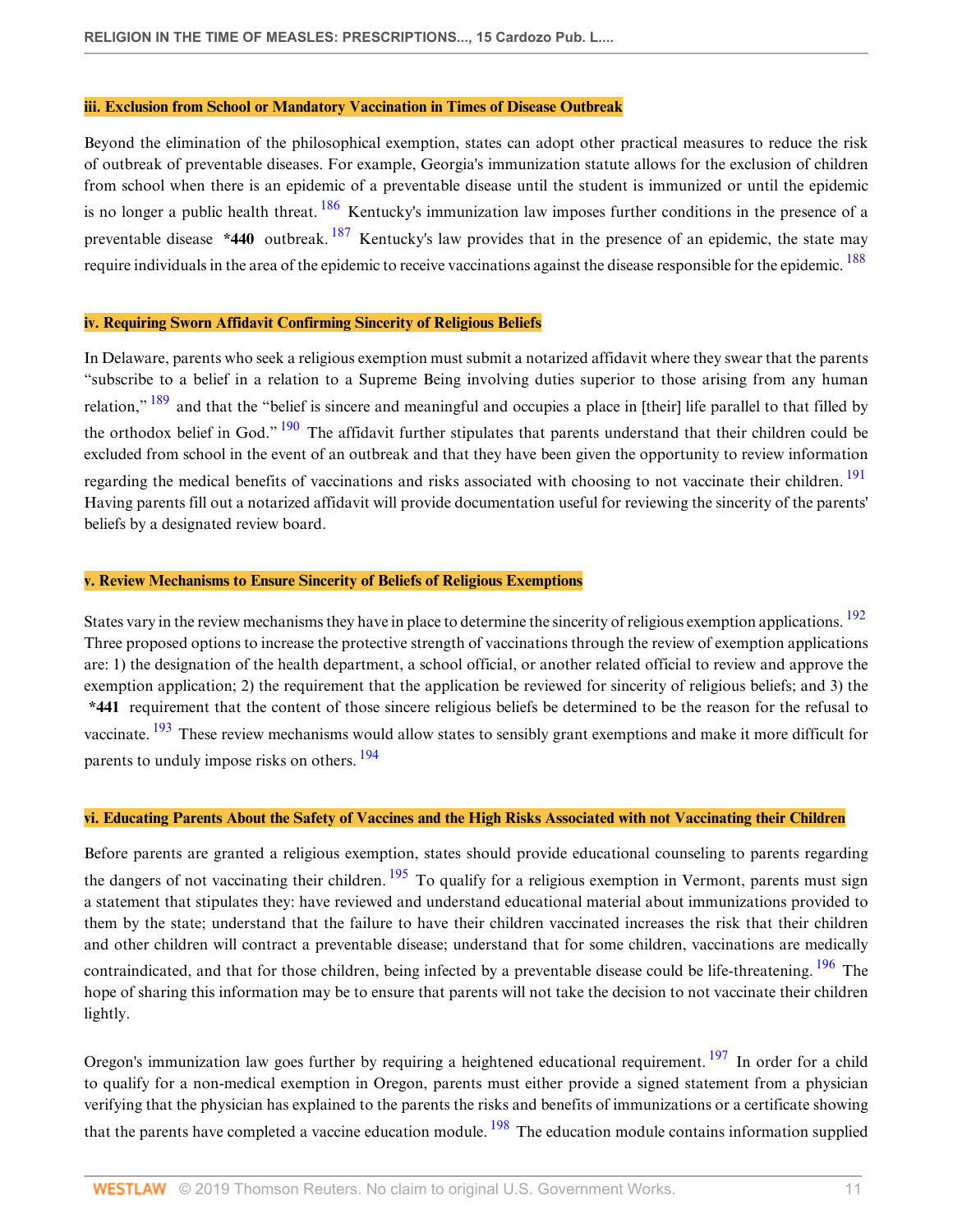#### iii. Exclusion from School or Mandatory Vaccination in Times of Disease Outbreak

Beyond the elimination of the philosophical exemption, states can adopt other practical measures to reduce the risk of outbreak of preventable diseases. For example, Georgia's immunization statute allows for the exclusion of children from school when there is an epidemic of a preventable disease until the student is immunized or until the epidemic is no longer a public health threat. [186] Kentucky's immunization law imposes further conditions in the presence of a preventable disease **\*440** outbreak. [187] Kentucky's law provides that in the presence of an epidemic, the state may require individuals in the area of the epidemic to receive vaccinations against the disease responsible for the epidemic. [188]

#### iv. Requiring Sworn Affidavit Confirming Sincerity of Religious Beliefs

In Delaware, parents who seek a religious exemption must submit a notarized affidavit where they swear that the parents "subscribe to a belief in a relation to a Supreme Being involving duties superior to those arising from any human relation," [189] and that the "belief is sincere and meaningful and occupies a place in [their] life parallel to that filled by the orthodox belief in God." [190] The affidavit further stipulates that parents understand that their children could be excluded from school in the event of an outbreak and that they have been given the opportunity to review information regarding the medical benefits of vaccinations and risks associated with choosing to not vaccinate their children. [191] Having parents fill out a notarized affidavit will provide documentation useful for reviewing the sincerity of the parents' beliefs by a designated review board.

#### v. Review Mechanisms to Ensure Sincerity of Beliefs of Religious Exemptions

States vary in the review mechanisms they have in place to determine the sincerity of religious exemption applications. [192] Three proposed options to increase the protective strength of vaccinations through the review of exemption applications are: 1) the designation of the health department, a school official, or another related official to review and approve the exemption application; 2) the requirement that the application be reviewed for sincerity of religious beliefs; and 3) the **\*441** requirement that the content of those sincere religious beliefs be determined to be the reason for the refusal to vaccinate. [193] These review mechanisms would allow states to sensibly grant exemptions and make it more difficult for parents to unduly impose risks on others. [194]

#### vi. Educating Parents About the Safety of Vaccines and the High Risks Associated with not Vaccinating their Children

Before parents are granted a religious exemption, states should provide educational counseling to parents regarding the dangers of not vaccinating their children. [195] To qualify for a religious exemption in Vermont, parents must sign a statement that stipulates they: have reviewed and understand educational material about immunizations provided to them by the state; understand that the failure to have their children vaccinated increases the risk that their children and other children will contract a preventable disease; understand that for some children, vaccinations are medically contraindicated, and that for those children, being infected by a preventable disease could be life-threatening. [196] The hope of sharing this information may be to ensure that parents will not take the decision to not vaccinate their children lightly.

Oregon's immunization law goes further by requiring a heightened educational requirement. [197] In order for a child to qualify for a non-medical exemption in Oregon, parents must either provide a signed statement from a physician verifying that the physician has explained to the parents the risks and benefits of immunizations or a certificate showing that the parents have completed a vaccine education module. [198] The education module contains information supplied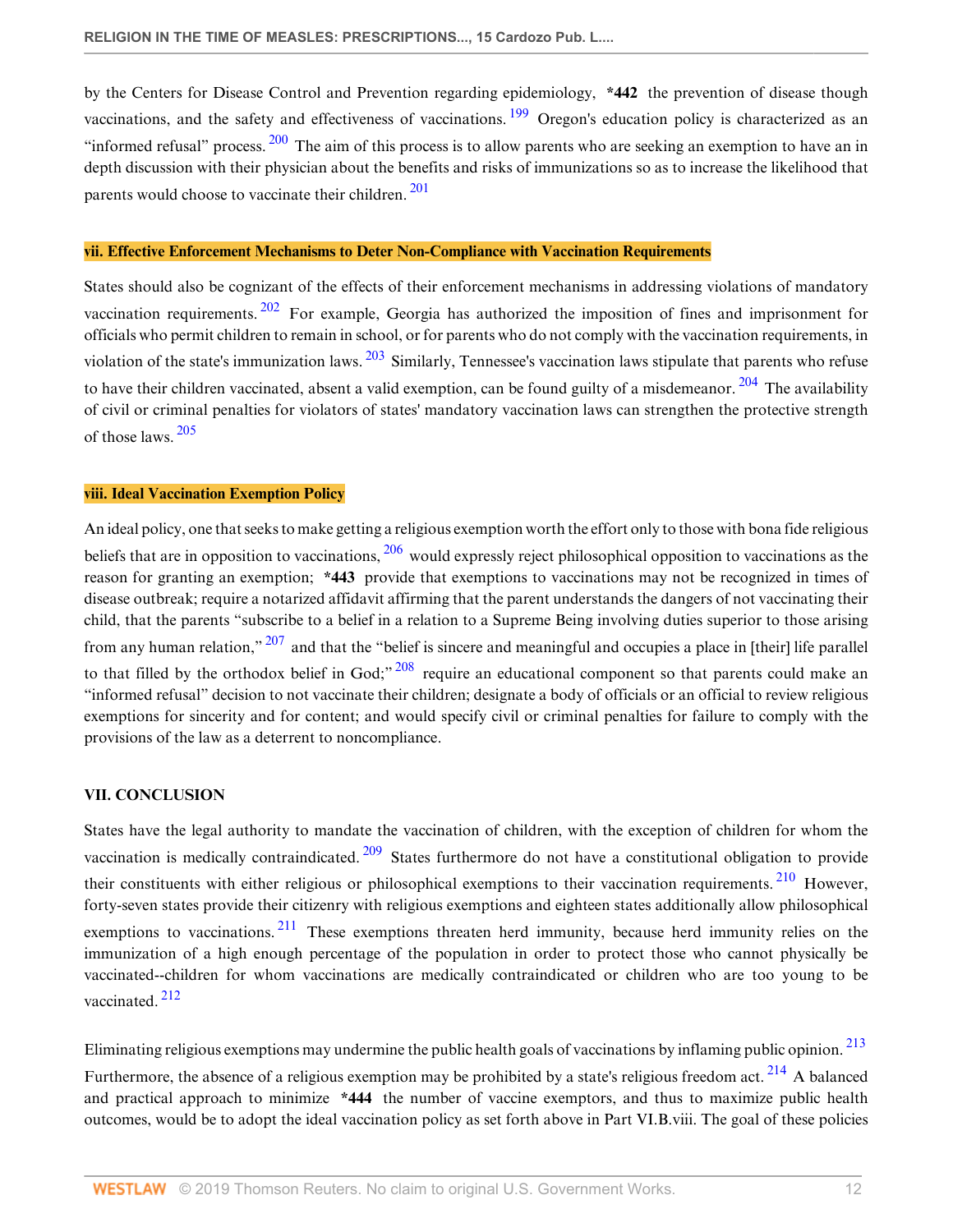by the Centers for Disease Control and Prevention regarding epidemiology, **\*442** the prevention of disease though vaccinations, and the safety and effectiveness of vaccinations.[199] Oregon's education policy is characterized as an "informed refusal" process.[200] The aim of this process is to allow parents who are seeking an exemption to have an in depth discussion with their physician about the benefits and risks of immunizations so as to increase the likelihood that parents would choose to vaccinate their children.[201]

#### vii. Effective Enforcement Mechanisms to Deter Non-Compliance with Vaccination Requirements

States should also be cognizant of the effects of their enforcement mechanisms in addressing violations of mandatory vaccination requirements.[202] For example, Georgia has authorized the imposition of fines and imprisonment for officials who permit children to remain in school, or for parents who do not comply with the vaccination requirements, in violation of the state's immunization laws.[203] Similarly, Tennessee's vaccination laws stipulate that parents who refuse to have their children vaccinated, absent a valid exemption, can be found guilty of a misdemeanor.[204] The availability of civil or criminal penalties for violators of states' mandatory vaccination laws can strengthen the protective strength of those laws.[205]

#### viii. Ideal Vaccination Exemption Policy

An ideal policy, one that seeks to make getting a religious exemption worth the effort only to those with bona fide religious beliefs that are in opposition to vaccinations,[206] would expressly reject philosophical opposition to vaccinations as the reason for granting an exemption; **\*443** provide that exemptions to vaccinations may not be recognized in times of disease outbreak; require a notarized affidavit affirming that the parent understands the dangers of not vaccinating their child, that the parents "subscribe to a belief in a relation to a Supreme Being involving duties superior to those arising from any human relation,"[207] and that the "belief is sincere and meaningful and occupies a place in [their] life parallel to that filled by the orthodox belief in God;"[208] require an educational component so that parents could make an "informed refusal" decision to not vaccinate their children; designate a body of officials or an official to review religious exemptions for sincerity and for content; and would specify civil or criminal penalties for failure to comply with the provisions of the law as a deterrent to noncompliance.

## VII. CONCLUSION

States have the legal authority to mandate the vaccination of children, with the exception of children for whom the vaccination is medically contraindicated.[209] States furthermore do not have a constitutional obligation to provide their constituents with either religious or philosophical exemptions to their vaccination requirements.[210] However, forty-seven states provide their citizenry with religious exemptions and eighteen states additionally allow philosophical exemptions to vaccinations.[211] These exemptions threaten herd immunity, because herd immunity relies on the immunization of a high enough percentage of the population in order to protect those who cannot physically be vaccinated--children for whom vaccinations are medically contraindicated or children who are too young to be vaccinated.[212]

Eliminating religious exemptions may undermine the public health goals of vaccinations by inflaming public opinion.[213] Furthermore, the absence of a religious exemption may be prohibited by a state's religious freedom act.[214] A balanced and practical approach to minimize **\*444** the number of vaccine exemptors, and thus to maximize public health outcomes, would be to adopt the ideal vaccination policy as set forth above in Part VI.B.viii. The goal of these policies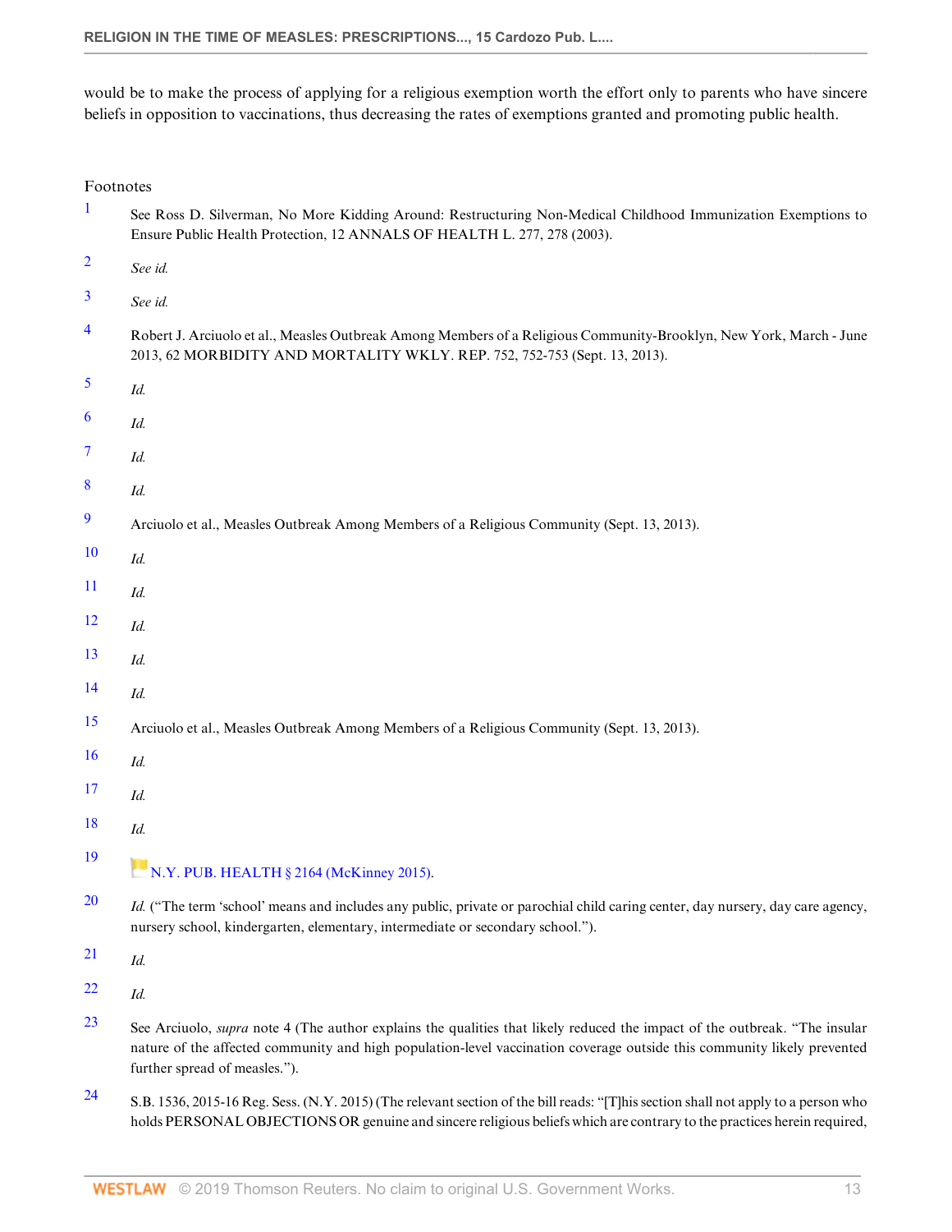would be to make the process of applying for a religious exemption worth the effort only to parents who have sincere beliefs in opposition to vaccinations, thus decreasing the rates of exemptions granted and promoting public health.

Footnotes

1. See Ross D. Silverman, No More Kidding Around: Restructuring Non-Medical Childhood Immunization Exemptions to Ensure Public Health Protection, 12 ANNALS OF HEALTH L. 277, 278 (2003).

2. *See id.*

3. *See id.*

4. Robert J. Arciuolo et al., Measles Outbreak Among Members of a Religious Community-Brooklyn, New York, March - June 2013, 62 MORBIDITY AND MORTALITY WKLY. REP. 752, 752-753 (Sept. 13, 2013).

5. *Id.*

6. *Id.*

7. *Id.*

8. *Id.*

9. Arciuolo et al., Measles Outbreak Among Members of a Religious Community (Sept. 13, 2013).

10. *Id.*

11. *Id.*

12. *Id.*

13. *Id.*

14. *Id.*

15. Arciuolo et al., Measles Outbreak Among Members of a Religious Community (Sept. 13, 2013).

16. *Id.*

17. *Id.*

18. *Id.*

19. N.Y. PUB. HEALTH § 2164 (McKinney 2015).

20. *Id.* ("The term 'school' means and includes any public, private or parochial child caring center, day nursery, day care agency, nursery school, kindergarten, elementary, intermediate or secondary school.").

21. *Id.*

22. *Id.*

23. See Arciuolo, *supra* note 4 (The author explains the qualities that likely reduced the impact of the outbreak. "The insular nature of the affected community and high population-level vaccination coverage outside this community likely prevented further spread of measles.").

24. S.B. 1536, 2015-16 Reg. Sess. (N.Y. 2015) (The relevant section of the bill reads: "[T]his section shall not apply to a person who holds PERSONAL OBJECTIONS OR genuine and sincere religious beliefs which are contrary to the practices herein required,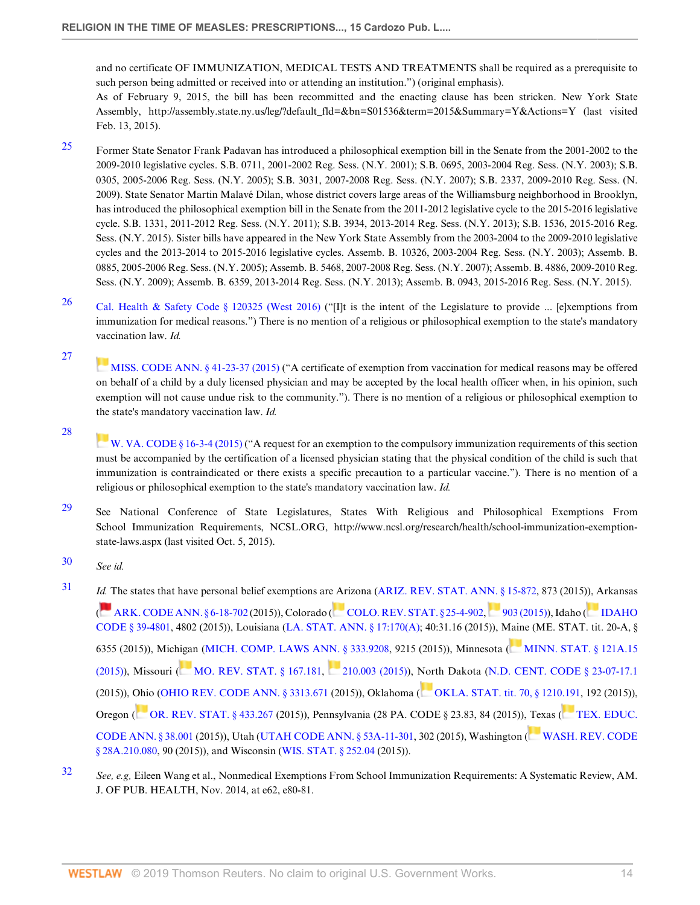and no certificate OF IMMUNIZATION, MEDICAL TESTS AND TREATMENTS shall be required as a prerequisite to such person being admitted or received into or attending an institution.") (original emphasis).

As of February 9, 2015, the bill has been recommitted and the enacting clause has been stricken. New York State Assembly, http://assembly.state.ny.us/leg/?default_fld=&bn=S01536&term=2015&Summary=Y&Actions=Y (last visited Feb. 13, 2015).

25 Former State Senator Frank Padavan has introduced a philosophical exemption bill in the Senate from the 2001-2002 to the 2009-2010 legislative cycles. S.B. 0711, 2001-2002 Reg. Sess. (N.Y. 2001); S.B. 0695, 2003-2004 Reg. Sess. (N.Y. 2003); S.B. 0305, 2005-2006 Reg. Sess. (N.Y. 2005); S.B. 3031, 2007-2008 Reg. Sess. (N.Y. 2007); S.B. 2337, 2009-2010 Reg. Sess. (N. 2009). State Senator Martin Malavé Dilan, whose district covers large areas of the Williamsburg neighborhood in Brooklyn, has introduced the philosophical exemption bill in the Senate from the 2011-2012 legislative cycle to the 2015-2016 legislative cycle. S.B. 1331, 2011-2012 Reg. Sess. (N.Y. 2011); S.B. 3934, 2013-2014 Reg. Sess. (N.Y. 2013); S.B. 1536, 2015-2016 Reg. Sess. (N.Y. 2015). Sister bills have appeared in the New York State Assembly from the 2003-2004 to the 2009-2010 legislative cycles and the 2013-2014 to 2015-2016 legislative cycles. Assemb. B. 10326, 2003-2004 Reg. Sess. (N.Y. 2003); Assemb. B. 0885, 2005-2006 Reg. Sess. (N.Y. 2005); Assemb. B. 5468, 2007-2008 Reg. Sess. (N.Y. 2007); Assemb. B. 4886, 2009-2010 Reg. Sess. (N.Y. 2009); Assemb. B. 6359, 2013-2014 Reg. Sess. (N.Y. 2013); Assemb. B. 0943, 2015-2016 Reg. Sess. (N.Y. 2015).

26 Cal. Health & Safety Code § 120325 (West 2016) ("[I]t is the intent of the Legislature to provide ... [e]xemptions from immunization for medical reasons.") There is no mention of a religious or philosophical exemption to the state's mandatory vaccination law. *Id.*

27 MISS. CODE ANN. § 41-23-37 (2015) ("A certificate of exemption from vaccination for medical reasons may be offered on behalf of a child by a duly licensed physician and may be accepted by the local health officer when, in his opinion, such exemption will not cause undue risk to the community."). There is no mention of a religious or philosophical exemption to the state's mandatory vaccination law. *Id.*

28 W. VA. CODE § 16-3-4 (2015) ("A request for an exemption to the compulsory immunization requirements of this section must be accompanied by the certification of a licensed physician stating that the physical condition of the child is such that immunization is contraindicated or there exists a specific precaution to a particular vaccine."). There is no mention of a religious or philosophical exemption to the state's mandatory vaccination law. *Id.*

29 See National Conference of State Legislatures, States With Religious and Philosophical Exemptions From School Immunization Requirements, NCSL.ORG, http://www.ncsl.org/research/health/school-immunization-exemption-state-laws.aspx (last visited Oct. 5, 2015).

30 *See id.*

31 *Id.* The states that have personal belief exemptions are Arizona (ARIZ. REV. STAT. ANN. § 15-872, 873 (2015)), Arkansas (ARK. CODE ANN. § 6-18-702 (2015)), Colorado (COLO. REV. STAT. § 25-4-902, 903 (2015)), Idaho (IDAHO CODE § 39-4801, 4802 (2015)), Louisiana (LA. STAT. ANN. § 17:170(A); 40:31.16 (2015)), Maine (ME. STAT. tit. 20-A, § 6355 (2015)), Michigan (MICH. COMP. LAWS ANN. § 333.9208, 9215 (2015)), Minnesota (MINN. STAT. § 121A.15 (2015)), Missouri (MO. REV. STAT. § 167.181, 210.003 (2015)), North Dakota (N.D. CENT. CODE § 23-07-17.1 (2015)), Ohio (OHIO REV. CODE ANN. § 3313.671 (2015)), Oklahoma (OKLA. STAT. tit. 70, § 1210.191, 192 (2015)), Oregon (OR. REV. STAT. § 433.267 (2015)), Pennsylvania (28 PA. CODE § 23.83, 84 (2015)), Texas (TEX. EDUC. CODE ANN. § 38.001 (2015)), Utah (UTAH CODE ANN. § 53A-11-301, 302 (2015), Washington (WASH. REV. CODE § 28A.210.080, 90 (2015)), and Wisconsin (WIS. STAT. § 252.04 (2015)).

32 *See, e.g,* Eileen Wang et al., Nonmedical Exemptions From School Immunization Requirements: A Systematic Review, AM. J. OF PUB. HEALTH, Nov. 2014, at e62, e80-81.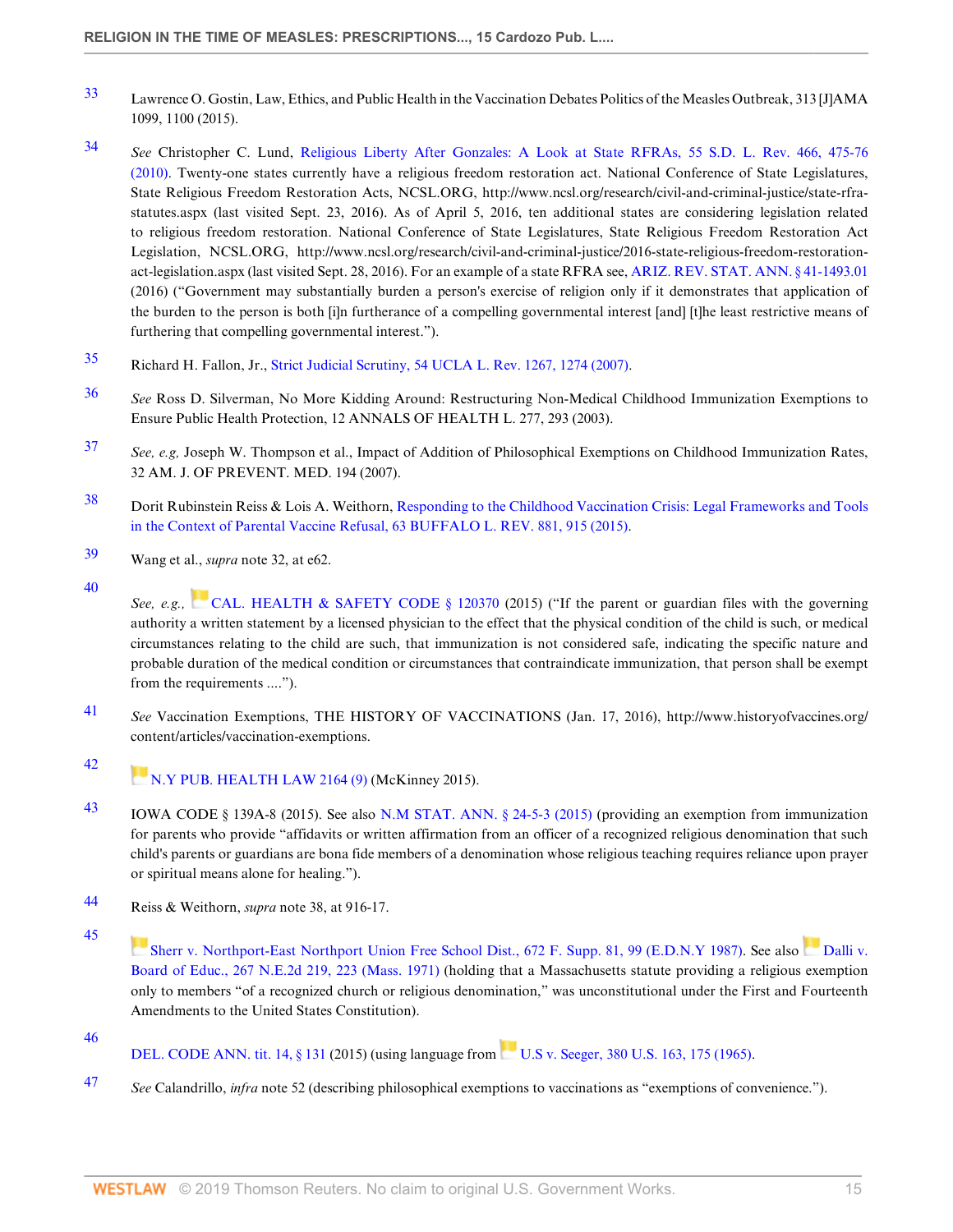33 Lawrence O. Gostin, Law, Ethics, and Public Health in the Vaccination Debates Politics of the Measles Outbreak, 313 [J]AMA 1099, 1100 (2015).

34 *See* Christopher C. Lund, Religious Liberty After Gonzales: A Look at State RFRAs, 55 S.D. L. Rev. 466, 475-76 (2010). Twenty-one states currently have a religious freedom restoration act. National Conference of State Legislatures, State Religious Freedom Restoration Acts, NCSL.ORG, http://www.ncsl.org/research/civil-and-criminal-justice/state-rfra-statutes.aspx (last visited Sept. 23, 2016). As of April 5, 2016, ten additional states are considering legislation related to religious freedom restoration. National Conference of State Legislatures, State Religious Freedom Restoration Act Legislation, NCSL.ORG, http://www.ncsl.org/research/civil-and-criminal-justice/2016-state-religious-freedom-restoration-act-legislation.aspx (last visited Sept. 28, 2016). For an example of a state RFRA see, ARIZ. REV. STAT. ANN. § 41-1493.01 (2016) ("Government may substantially burden a person's exercise of religion only if it demonstrates that application of the burden to the person is both [i]n furtherance of a compelling governmental interest [and] [t]he least restrictive means of furthering that compelling governmental interest.").

35 Richard H. Fallon, Jr., Strict Judicial Scrutiny, 54 UCLA L. Rev. 1267, 1274 (2007).

36 *See* Ross D. Silverman, No More Kidding Around: Restructuring Non-Medical Childhood Immunization Exemptions to Ensure Public Health Protection, 12 ANNALS OF HEALTH L. 277, 293 (2003).

37 *See, e.g,* Joseph W. Thompson et al., Impact of Addition of Philosophical Exemptions on Childhood Immunization Rates, 32 AM. J. OF PREVENT. MED. 194 (2007).

38 Dorit Rubinstein Reiss & Lois A. Weithorn, Responding to the Childhood Vaccination Crisis: Legal Frameworks and Tools in the Context of Parental Vaccine Refusal, 63 BUFFALO L. REV. 881, 915 (2015).

39 Wang et al., *supra* note 32, at e62.

40 *See, e.g.,* CAL. HEALTH & SAFETY CODE § 120370 (2015) ("If the parent or guardian files with the governing authority a written statement by a licensed physician to the effect that the physical condition of the child is such, or medical circumstances relating to the child are such, that immunization is not considered safe, indicating the specific nature and probable duration of the medical condition or circumstances that contraindicate immunization, that person shall be exempt from the requirements ....").

41 *See* Vaccination Exemptions, THE HISTORY OF VACCINATIONS (Jan. 17, 2016), http://www.historyofvaccines.org/content/articles/vaccination-exemptions.

42 N.Y PUB. HEALTH LAW 2164 (9) (McKinney 2015).

43 IOWA CODE § 139A-8 (2015). See also N.M STAT. ANN. § 24-5-3 (2015) (providing an exemption from immunization for parents who provide "affidavits or written affirmation from an officer of a recognized religious denomination that such child's parents or guardians are bona fide members of a denomination whose religious teaching requires reliance upon prayer or spiritual means alone for healing.").

44 Reiss & Weithorn, *supra* note 38, at 916-17.

45 Sherr v. Northport-East Northport Union Free School Dist., 672 F. Supp. 81, 99 (E.D.N.Y 1987). See also Dalli v. Board of Educ., 267 N.E.2d 219, 223 (Mass. 1971) (holding that a Massachusetts statute providing a religious exemption only to members "of a recognized church or religious denomination," was unconstitutional under the First and Fourteenth Amendments to the United States Constitution).

46 DEL. CODE ANN. tit. 14, § 131 (2015) (using language from U.S v. Seeger, 380 U.S. 163, 175 (1965).

47 *See* Calandrillo, *infra* note 52 (describing philosophical exemptions to vaccinations as "exemptions of convenience.").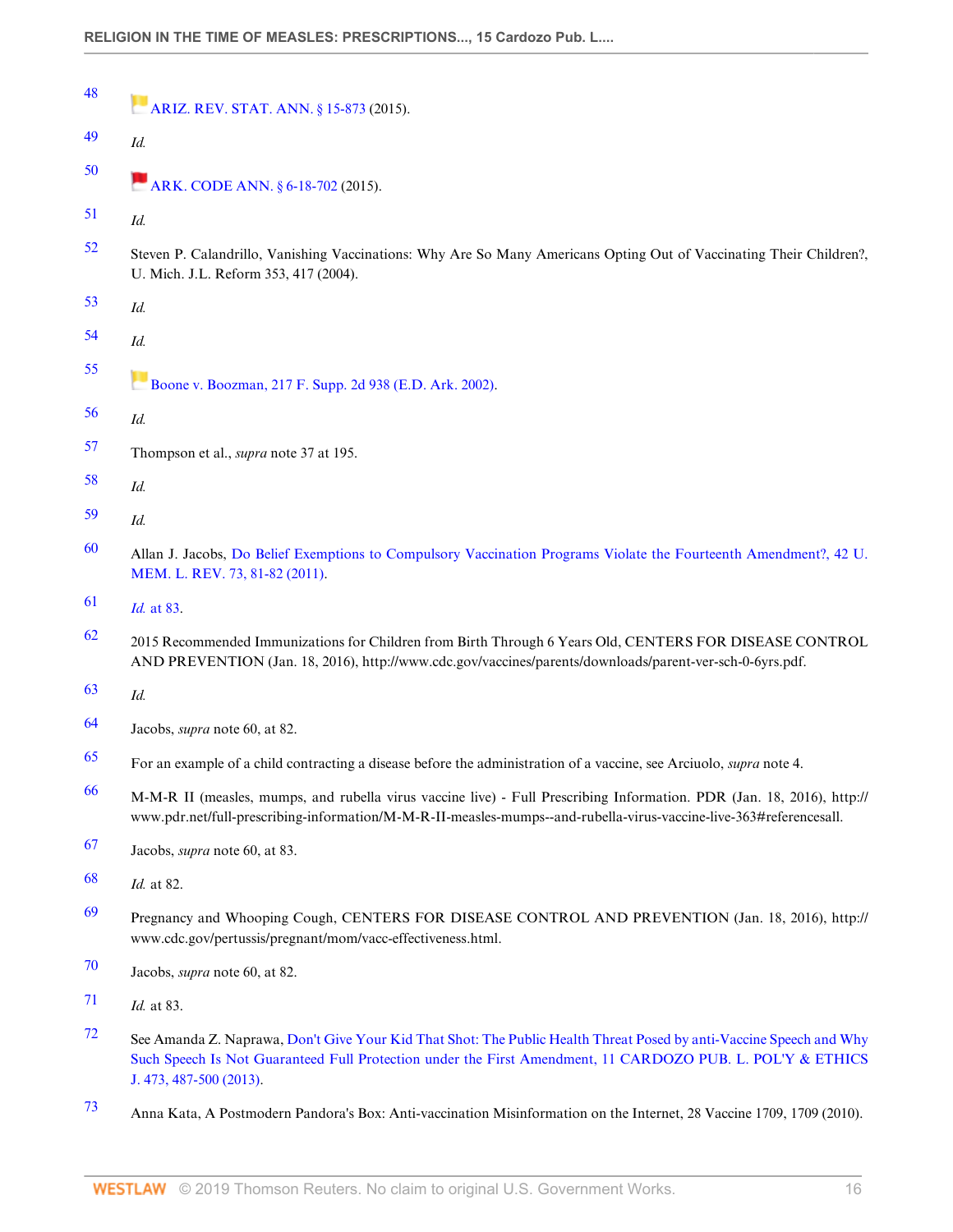48 ARIZ. REV. STAT. ANN. § 15-873 (2015).

49 *Id.*

50 ARK. CODE ANN. § 6-18-702 (2015).

51 *Id.*

52 Steven P. Calandrillo, Vanishing Vaccinations: Why Are So Many Americans Opting Out of Vaccinating Their Children?, U. Mich. J.L. Reform 353, 417 (2004).

53 *Id.*

54 *Id.*

55 Boone v. Boozman, 217 F. Supp. 2d 938 (E.D. Ark. 2002).

56 *Id.*

57 Thompson et al., *supra* note 37 at 195.

58 *Id.*

59 *Id.*

60 Allan J. Jacobs, Do Belief Exemptions to Compulsory Vaccination Programs Violate the Fourteenth Amendment?, 42 U. MEM. L. REV. 73, 81-82 (2011).

61 *Id.* at 83.

62 2015 Recommended Immunizations for Children from Birth Through 6 Years Old, CENTERS FOR DISEASE CONTROL AND PREVENTION (Jan. 18, 2016), http://www.cdc.gov/vaccines/parents/downloads/parent-ver-sch-0-6yrs.pdf.

63 *Id.*

64 Jacobs, *supra* note 60, at 82.

65 For an example of a child contracting a disease before the administration of a vaccine, see Arciuolo, *supra* note 4.

66 M-M-R II (measles, mumps, and rubella virus vaccine live) - Full Prescribing Information. PDR (Jan. 18, 2016), http://www.pdr.net/full-prescribing-information/M-M-R-II-measles-mumps--and-rubella-virus-vaccine-live-363#referencesall.

67 Jacobs, *supra* note 60, at 83.

68 *Id.* at 82.

69 Pregnancy and Whooping Cough, CENTERS FOR DISEASE CONTROL AND PREVENTION (Jan. 18, 2016), http://www.cdc.gov/pertussis/pregnant/mom/vacc-effectiveness.html.

70 Jacobs, *supra* note 60, at 82.

71 *Id.* at 83.

72 See Amanda Z. Naprawa, Don't Give Your Kid That Shot: The Public Health Threat Posed by anti-Vaccine Speech and Why Such Speech Is Not Guaranteed Full Protection under the First Amendment, 11 CARDOZO PUB. L. POL'Y & ETHICS J. 473, 487-500 (2013).

73 Anna Kata, A Postmodern Pandora's Box: Anti-vaccination Misinformation on the Internet, 28 Vaccine 1709, 1709 (2010).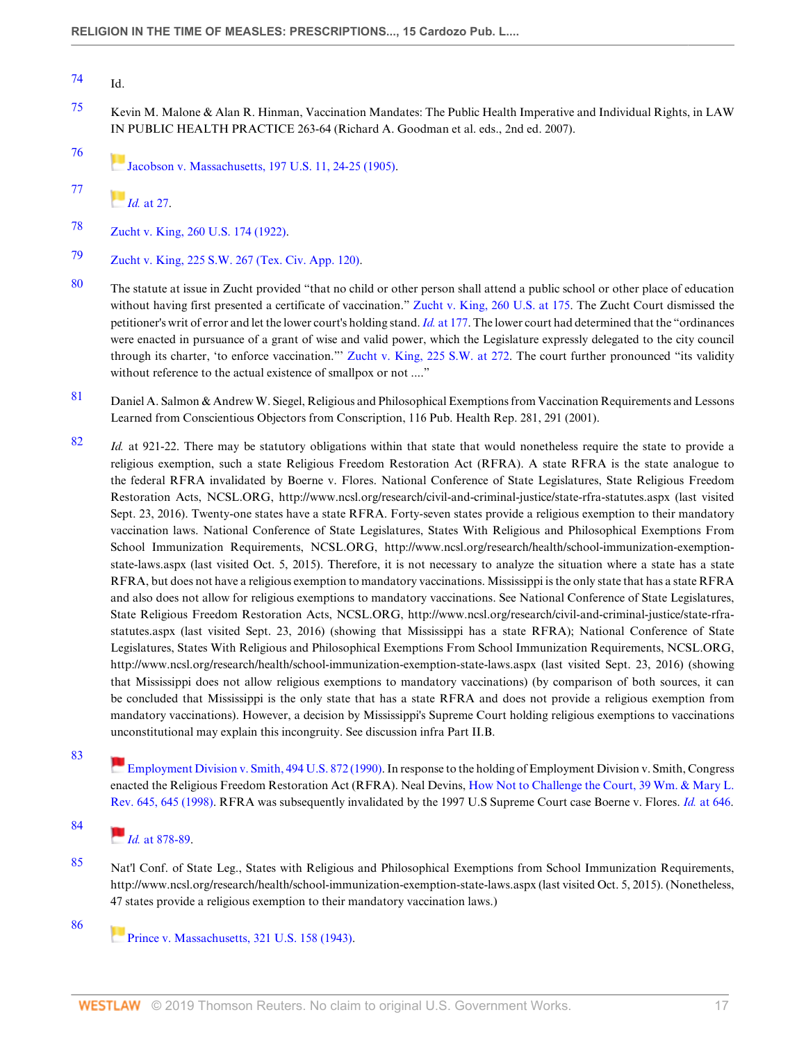74 Id.

75 Kevin M. Malone & Alan R. Hinman, Vaccination Mandates: The Public Health Imperative and Individual Rights, in LAW IN PUBLIC HEALTH PRACTICE 263-64 (Richard A. Goodman et al. eds., 2nd ed. 2007).

76 Jacobson v. Massachusetts, 197 U.S. 11, 24-25 (1905).

77 *Id.* at 27.

78 Zucht v. King, 260 U.S. 174 (1922).

79 Zucht v. King, 225 S.W. 267 (Tex. Civ. App. 120).

80 The statute at issue in Zucht provided "that no child or other person shall attend a public school or other place of education without having first presented a certificate of vaccination." Zucht v. King, 260 U.S. at 175. The Zucht Court dismissed the petitioner's writ of error and let the lower court's holding stand. *Id.* at 177. The lower court had determined that the "ordinances were enacted in pursuance of a grant of wise and valid power, which the Legislature expressly delegated to the city council through its charter, 'to enforce vaccination.'" Zucht v. King, 225 S.W. at 272. The court further pronounced "its validity without reference to the actual existence of smallpox or not ...."

81 Daniel A. Salmon & Andrew W. Siegel, Religious and Philosophical Exemptions from Vaccination Requirements and Lessons Learned from Conscientious Objectors from Conscription, 116 Pub. Health Rep. 281, 291 (2001).

82 *Id.* at 921-22. There may be statutory obligations within that state that would nonetheless require the state to provide a religious exemption, such a state Religious Freedom Restoration Act (RFRA). A state RFRA is the state analogue to the federal RFRA invalidated by Boerne v. Flores. National Conference of State Legislatures, State Religious Freedom Restoration Acts, NCSL.ORG, http://www.ncsl.org/research/civil-and-criminal-justice/state-rfra-statutes.aspx (last visited Sept. 23, 2016). Twenty-one states have a state RFRA. Forty-seven states provide a religious exemption to their mandatory vaccination laws. National Conference of State Legislatures, States With Religious and Philosophical Exemptions From School Immunization Requirements, NCSL.ORG, http://www.ncsl.org/research/health/school-immunization-exemption-state-laws.aspx (last visited Oct. 5, 2015). Therefore, it is not necessary to analyze the situation where a state has a state RFRA, but does not have a religious exemption to mandatory vaccinations. Mississippi is the only state that has a state RFRA and also does not allow for religious exemptions to mandatory vaccinations. See National Conference of State Legislatures, State Religious Freedom Restoration Acts, NCSL.ORG, http://www.ncsl.org/research/civil-and-criminal-justice/state-rfra-statutes.aspx (last visited Sept. 23, 2016) (showing that Mississippi has a state RFRA); National Conference of State Legislatures, States With Religious and Philosophical Exemptions From School Immunization Requirements, NCSL.ORG, http://www.ncsl.org/research/health/school-immunization-exemption-state-laws.aspx (last visited Sept. 23, 2016) (showing that Mississippi does not allow religious exemptions to mandatory vaccinations) (by comparison of both sources, it can be concluded that Mississippi is the only state that has a state RFRA and does not provide a religious exemption from mandatory vaccinations). However, a decision by Mississippi's Supreme Court holding religious exemptions to vaccinations unconstitutional may explain this incongruity. See discussion infra Part II.B.

83 Employment Division v. Smith, 494 U.S. 872 (1990). In response to the holding of Employment Division v. Smith, Congress enacted the Religious Freedom Restoration Act (RFRA). Neal Devins, How Not to Challenge the Court, 39 Wm. & Mary L. Rev. 645, 645 (1998). RFRA was subsequently invalidated by the 1997 U.S Supreme Court case Boerne v. Flores. *Id.* at 646.

84 *Id.* at 878-89.

85 Nat'l Conf. of State Leg., States with Religious and Philosophical Exemptions from School Immunization Requirements, http://www.ncsl.org/research/health/school-immunization-exemption-state-laws.aspx (last visited Oct. 5, 2015). (Nonetheless, 47 states provide a religious exemption to their mandatory vaccination laws.)

86 Prince v. Massachusetts, 321 U.S. 158 (1943).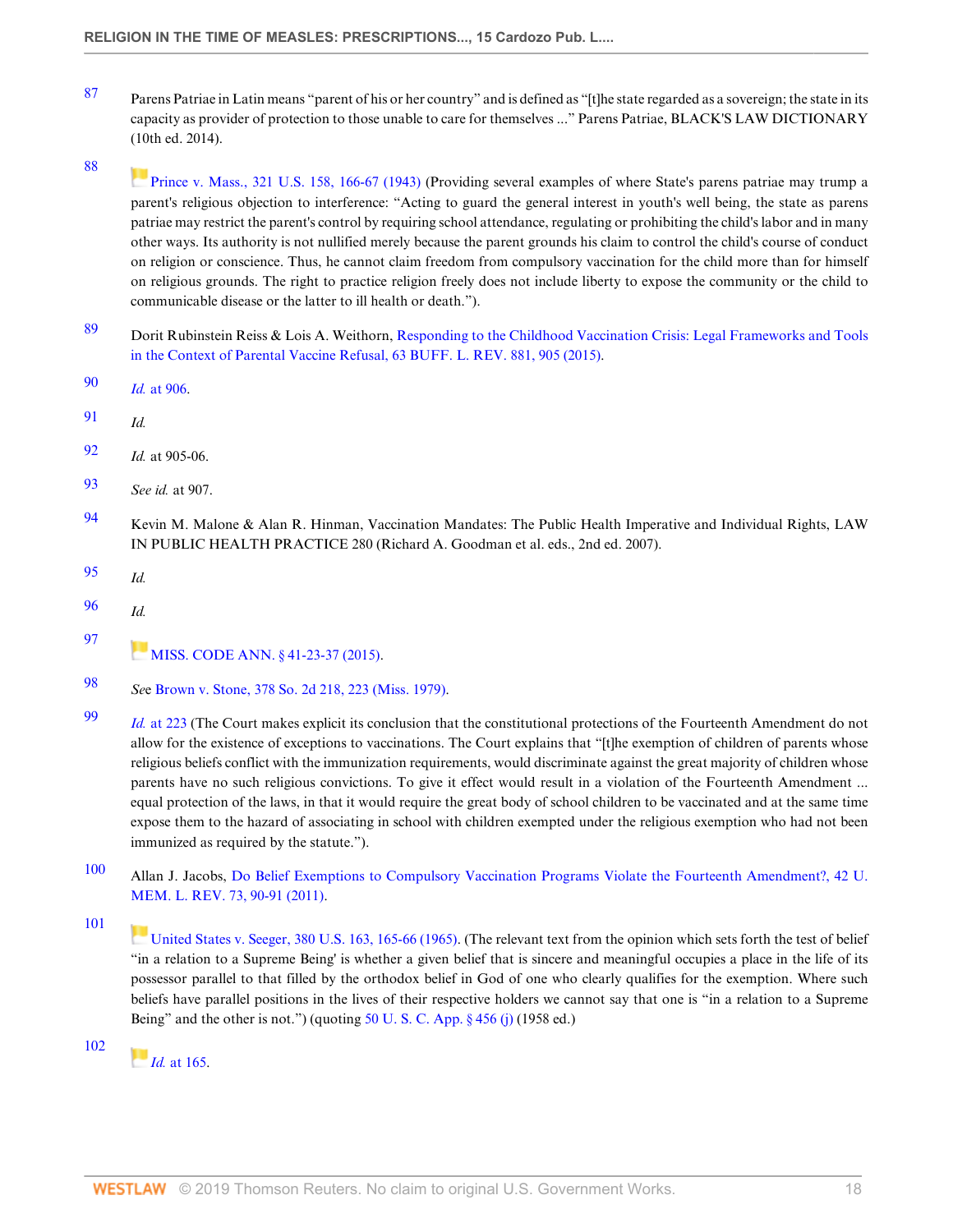87 Parens Patriae in Latin means "parent of his or her country" and is defined as "[t]he state regarded as a sovereign; the state in its capacity as provider of protection to those unable to care for themselves ..." Parens Patriae, BLACK'S LAW DICTIONARY (10th ed. 2014).

88 Prince v. Mass., 321 U.S. 158, 166-67 (1943) (Providing several examples of where State's parens patriae may trump a parent's religious objection to interference: "Acting to guard the general interest in youth's well being, the state as parens patriae may restrict the parent's control by requiring school attendance, regulating or prohibiting the child's labor and in many other ways. Its authority is not nullified merely because the parent grounds his claim to control the child's course of conduct on religion or conscience. Thus, he cannot claim freedom from compulsory vaccination for the child more than for himself on religious grounds. The right to practice religion freely does not include liberty to expose the community or the child to communicable disease or the latter to ill health or death.").

89 Dorit Rubinstein Reiss & Lois A. Weithorn, Responding to the Childhood Vaccination Crisis: Legal Frameworks and Tools in the Context of Parental Vaccine Refusal, 63 BUFF. L. REV. 881, 905 (2015).

90 *Id.* at 906.

91 *Id.*

92 *Id.* at 905-06.

93 *See id.* at 907.

94 Kevin M. Malone & Alan R. Hinman, Vaccination Mandates: The Public Health Imperative and Individual Rights, LAW IN PUBLIC HEALTH PRACTICE 280 (Richard A. Goodman et al. eds., 2nd ed. 2007).

95 *Id.*

96 *Id.*

97 MISS. CODE ANN. § 41-23-37 (2015).

98 *See* Brown v. Stone, 378 So. 2d 218, 223 (Miss. 1979).

99 *Id.* at 223 (The Court makes explicit its conclusion that the constitutional protections of the Fourteenth Amendment do not allow for the existence of exceptions to vaccinations. The Court explains that "[t]he exemption of children of parents whose religious beliefs conflict with the immunization requirements, would discriminate against the great majority of children whose parents have no such religious convictions. To give it effect would result in a violation of the Fourteenth Amendment ... equal protection of the laws, in that it would require the great body of school children to be vaccinated and at the same time expose them to the hazard of associating in school with children exempted under the religious exemption who had not been immunized as required by the statute.").

100 Allan J. Jacobs, Do Belief Exemptions to Compulsory Vaccination Programs Violate the Fourteenth Amendment?, 42 U. MEM. L. REV. 73, 90-91 (2011).

101 United States v. Seeger, 380 U.S. 163, 165-66 (1965). (The relevant text from the opinion which sets forth the test of belief "in a relation to a Supreme Being' is whether a given belief that is sincere and meaningful occupies a place in the life of its possessor parallel to that filled by the orthodox belief in God of one who clearly qualifies for the exemption. Where such beliefs have parallel positions in the lives of their respective holders we cannot say that one is "in a relation to a Supreme Being" and the other is not.") (quoting 50 U. S. C. App. § 456 (j) (1958 ed.)

102 *Id.* at 165.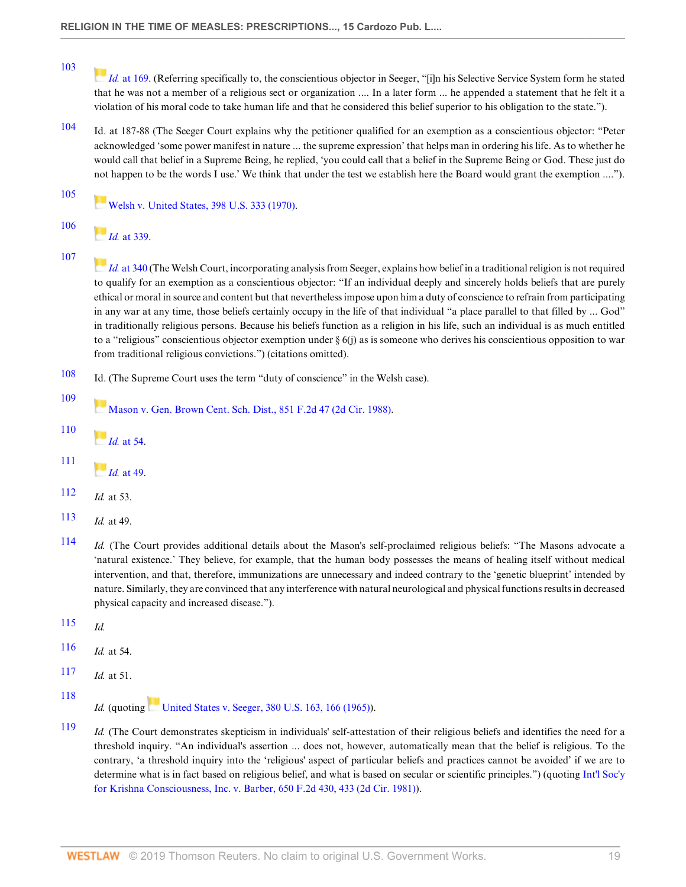103 *Id.* at 169. (Referring specifically to, the conscientious objector in Seeger, "[i]n his Selective Service System form he stated that he was not a member of a religious sect or organization .... In a later form ... he appended a statement that he felt it a violation of his moral code to take human life and that he considered this belief superior to his obligation to the state.").

104 Id. at 187-88 (The Seeger Court explains why the petitioner qualified for an exemption as a conscientious objector: "Peter acknowledged 'some power manifest in nature ... the supreme expression' that helps man in ordering his life. As to whether he would call that belief in a Supreme Being, he replied, 'you could call that a belief in the Supreme Being or God. These just do not happen to be the words I use.' We think that under the test we establish here the Board would grant the exemption ....").

105 Welsh v. United States, 398 U.S. 333 (1970).

106 *Id.* at 339.

107 *Id.* at 340 (The Welsh Court, incorporating analysis from Seeger, explains how belief in a traditional religion is not required to qualify for an exemption as a conscientious objector: "If an individual deeply and sincerely holds beliefs that are purely ethical or moral in source and content but that nevertheless impose upon him a duty of conscience to refrain from participating in any war at any time, those beliefs certainly occupy in the life of that individual "a place parallel to that filled by ... God" in traditionally religious persons. Because his beliefs function as a religion in his life, such an individual is as much entitled to a "religious" conscientious objector exemption under § 6(j) as is someone who derives his conscientious opposition to war from traditional religious convictions.") (citations omitted).

108 Id. (The Supreme Court uses the term "duty of conscience" in the Welsh case).

109 Mason v. Gen. Brown Cent. Sch. Dist., 851 F.2d 47 (2d Cir. 1988).

110 *Id.* at 54.

111 *Id.* at 49.

112 *Id.* at 53.

113 *Id.* at 49.

114 *Id.* (The Court provides additional details about the Mason's self-proclaimed religious beliefs: "The Masons advocate a 'natural existence.' They believe, for example, that the human body possesses the means of healing itself without medical intervention, and that, therefore, immunizations are unnecessary and indeed contrary to the 'genetic blueprint' intended by nature. Similarly, they are convinced that any interference with natural neurological and physical functions results in decreased physical capacity and increased disease.").

115 *Id.*

116 *Id.* at 54.

117 *Id.* at 51.

118 *Id.* (quoting United States v. Seeger, 380 U.S. 163, 166 (1965)).

119 *Id.* (The Court demonstrates skepticism in individuals' self-attestation of their religious beliefs and identifies the need for a threshold inquiry. "An individual's assertion ... does not, however, automatically mean that the belief is religious. To the contrary, 'a threshold inquiry into the 'religious' aspect of particular beliefs and practices cannot be avoided' if we are to determine what is in fact based on religious belief, and what is based on secular or scientific principles.") (quoting Int'l Soc'y for Krishna Consciousness, Inc. v. Barber, 650 F.2d 430, 433 (2d Cir. 1981)).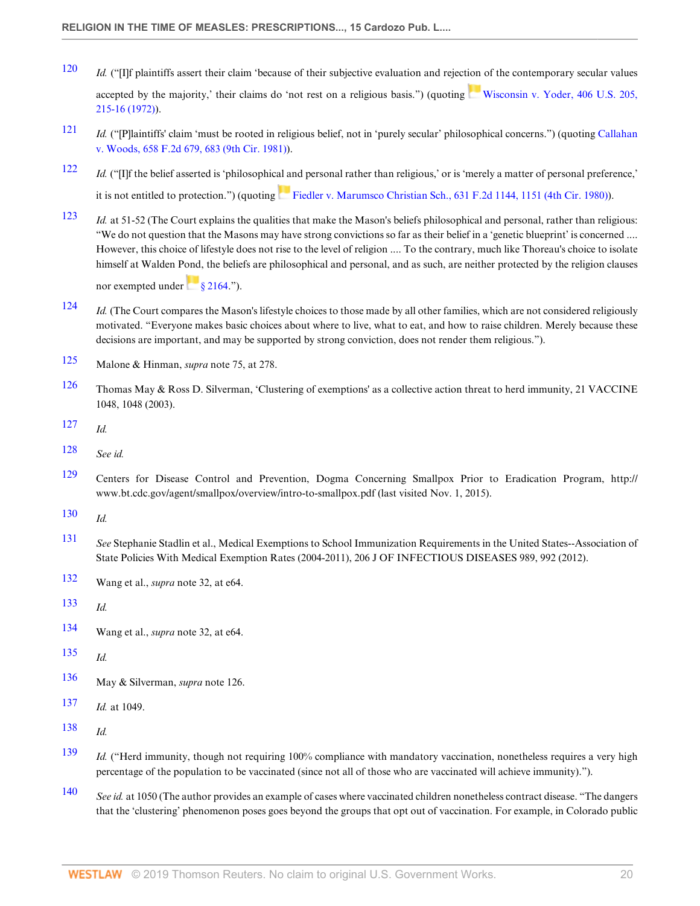120 *Id.* ("[I]f plaintiffs assert their claim 'because of their subjective evaluation and rejection of the contemporary secular values accepted by the majority,' their claims do 'not rest on a religious basis.'") (quoting Wisconsin v. Yoder, 406 U.S. 205, 215-16 (1972)).

121 *Id.* ("[P]laintiffs' claim 'must be rooted in religious belief, not in 'purely secular' philosophical concerns.'') (quoting Callahan v. Woods, 658 F.2d 679, 683 (9th Cir. 1981)).

122 *Id.* ("[I]f the belief asserted is 'philosophical and personal rather than religious,' or is 'merely a matter of personal preference,' it is not entitled to protection.") (quoting Fiedler v. Marumsco Christian Sch., 631 F.2d 1144, 1151 (4th Cir. 1980)).

123 *Id.* at 51-52 (The Court explains the qualities that make the Mason's beliefs philosophical and personal, rather than religious: "We do not question that the Masons may have strong convictions so far as their belief in a 'genetic blueprint' is concerned .... However, this choice of lifestyle does not rise to the level of religion .... To the contrary, much like Thoreau's choice to isolate himself at Walden Pond, the beliefs are philosophical and personal, and as such, are neither protected by the religion clauses nor exempted under § 2164.").

124 *Id.* (The Court compares the Mason's lifestyle choices to those made by all other families, which are not considered religiously motivated. "Everyone makes basic choices about where to live, what to eat, and how to raise children. Merely because these decisions are important, and may be supported by strong conviction, does not render them religious.").

125 Malone & Hinman, *supra* note 75, at 278.

126 Thomas May & Ross D. Silverman, 'Clustering of exemptions' as a collective action threat to herd immunity, 21 VACCINE 1048, 1048 (2003).

127 *Id.*

128 *See id.*

129 Centers for Disease Control and Prevention, Dogma Concerning Smallpox Prior to Eradication Program, http://www.bt.cdc.gov/agent/smallpox/overview/intro-to-smallpox.pdf (last visited Nov. 1, 2015).

130 *Id.*

131 *See* Stephanie Stadlin et al., Medical Exemptions to School Immunization Requirements in the United States--Association of State Policies With Medical Exemption Rates (2004-2011), 206 J OF INFECTIOUS DISEASES 989, 992 (2012).

132 Wang et al., *supra* note 32, at e64.

133 *Id.*

134 Wang et al., *supra* note 32, at e64.

135 *Id.*

136 May & Silverman, *supra* note 126.

137 *Id.* at 1049.

138 *Id.*

139 *Id.* ("Herd immunity, though not requiring 100% compliance with mandatory vaccination, nonetheless requires a very high percentage of the population to be vaccinated (since not all of those who are vaccinated will achieve immunity).").

140 *See id.* at 1050 (The author provides an example of cases where vaccinated children nonetheless contract disease. "The dangers that the 'clustering' phenomenon poses goes beyond the groups that opt out of vaccination. For example, in Colorado public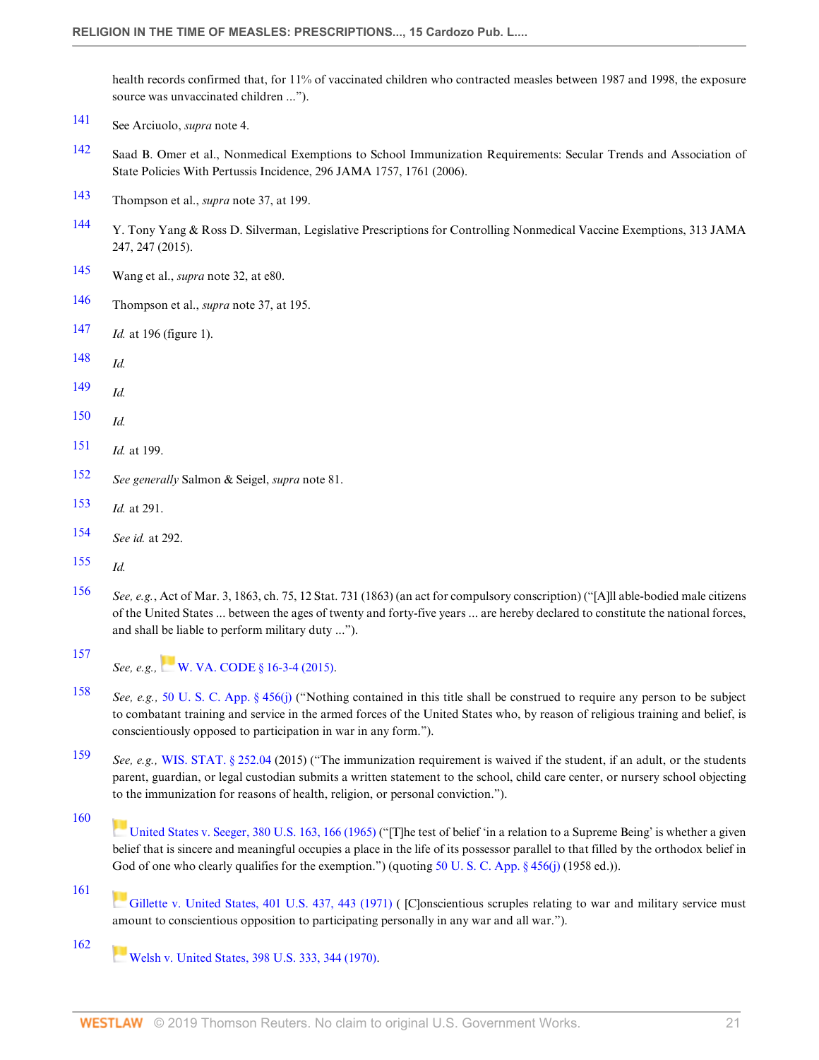health records confirmed that, for 11% of vaccinated children who contracted measles between 1987 and 1998, the exposure source was unvaccinated children ...").

141 See Arciuolo, *supra* note 4.

142 Saad B. Omer et al., Nonmedical Exemptions to School Immunization Requirements: Secular Trends and Association of State Policies With Pertussis Incidence, 296 JAMA 1757, 1761 (2006).

143 Thompson et al., *supra* note 37, at 199.

144 Y. Tony Yang & Ross D. Silverman, Legislative Prescriptions for Controlling Nonmedical Vaccine Exemptions, 313 JAMA 247, 247 (2015).

145 Wang et al., *supra* note 32, at e80.

146 Thompson et al., *supra* note 37, at 195.

147 *Id.* at 196 (figure 1).

148 *Id.*

149 *Id.*

150 *Id.*

151 *Id.* at 199.

152 *See generally* Salmon & Seigel, *supra* note 81.

153 *Id.* at 291.

154 *See id.* at 292.

155 *Id.*

156 *See, e.g.*, Act of Mar. 3, 1863, ch. 75, 12 Stat. 731 (1863) (an act for compulsory conscription) ("[A]ll able-bodied male citizens of the United States ... between the ages of twenty and forty-five years ... are hereby declared to constitute the national forces, and shall be liable to perform military duty ...").

157 *See, e.g.,* W. VA. CODE § 16-3-4 (2015).

158 *See, e.g.,* 50 U. S. C. App. § 456(j) ("Nothing contained in this title shall be construed to require any person to be subject to combatant training and service in the armed forces of the United States who, by reason of religious training and belief, is conscientiously opposed to participation in war in any form.").

159 *See, e.g.,* WIS. STAT. § 252.04 (2015) ("The immunization requirement is waived if the student, if an adult, or the students parent, guardian, or legal custodian submits a written statement to the school, child care center, or nursery school objecting to the immunization for reasons of health, religion, or personal conviction.").

160 United States v. Seeger, 380 U.S. 163, 166 (1965) ("[T]he test of belief 'in a relation to a Supreme Being' is whether a given belief that is sincere and meaningful occupies a place in the life of its possessor parallel to that filled by the orthodox belief in God of one who clearly qualifies for the exemption.") (quoting 50 U. S. C. App. § 456(j) (1958 ed.)).

161 Gillette v. United States, 401 U.S. 437, 443 (1971) ( [C]onscientious scruples relating to war and military service must amount to conscientious opposition to participating personally in any war and all war.").

162 Welsh v. United States, 398 U.S. 333, 344 (1970).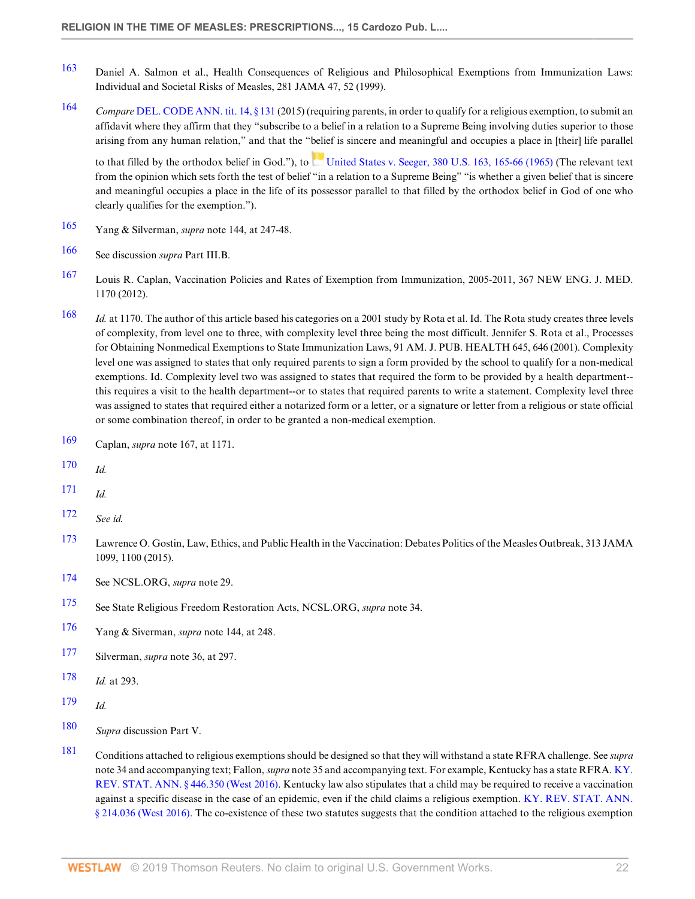163 Daniel A. Salmon et al., Health Consequences of Religious and Philosophical Exemptions from Immunization Laws: Individual and Societal Risks of Measles, 281 JAMA 47, 52 (1999).

164 *Compare* DEL. CODE ANN. tit. 14, § 131 (2015) (requiring parents, in order to qualify for a religious exemption, to submit an affidavit where they affirm that they "subscribe to a belief in a relation to a Supreme Being involving duties superior to those arising from any human relation," and that the "belief is sincere and meaningful and occupies a place in [their] life parallel to that filled by the orthodox belief in God."), to United States v. Seeger, 380 U.S. 163, 165-66 (1965) (The relevant text from the opinion which sets forth the test of belief "in a relation to a Supreme Being" "is whether a given belief that is sincere and meaningful occupies a place in the life of its possessor parallel to that filled by the orthodox belief in God of one who clearly qualifies for the exemption.").

165 Yang & Silverman, *supra* note 144, at 247-48.

166 See discussion *supra* Part III.B.

167 Louis R. Caplan, Vaccination Policies and Rates of Exemption from Immunization, 2005-2011, 367 NEW ENG. J. MED. 1170 (2012).

168 *Id.* at 1170. The author of this article based his categories on a 2001 study by Rota et al. Id. The Rota study creates three levels of complexity, from level one to three, with complexity level three being the most difficult. Jennifer S. Rota et al., Processes for Obtaining Nonmedical Exemptions to State Immunization Laws, 91 AM. J. PUB. HEALTH 645, 646 (2001). Complexity level one was assigned to states that only required parents to sign a form provided by the school to qualify for a non-medical exemptions. Id. Complexity level two was assigned to states that required the form to be provided by a health department--this requires a visit to the health department--or to states that required parents to write a statement. Complexity level three was assigned to states that required either a notarized form or a letter, or a signature or letter from a religious or state official or some combination thereof, in order to be granted a non-medical exemption.

169 Caplan, *supra* note 167, at 1171.

170 *Id.*

171 *Id.*

172 *See id.*

173 Lawrence O. Gostin, Law, Ethics, and Public Health in the Vaccination: Debates Politics of the Measles Outbreak, 313 JAMA 1099, 1100 (2015).

174 See NCSL.ORG, *supra* note 29.

175 See State Religious Freedom Restoration Acts, NCSL.ORG, *supra* note 34.

176 Yang & Siverman, *supra* note 144, at 248.

177 Silverman, *supra* note 36, at 297.

178 *Id.* at 293.

179 *Id.*

180 *Supra* discussion Part V.

181 Conditions attached to religious exemptions should be designed so that they will withstand a state RFRA challenge. See *supra* note 34 and accompanying text; Fallon, *supra* note 35 and accompanying text. For example, Kentucky has a state RFRA. KY. REV. STAT. ANN. § 446.350 (West 2016). Kentucky law also stipulates that a child may be required to receive a vaccination against a specific disease in the case of an epidemic, even if the child claims a religious exemption. KY. REV. STAT. ANN. § 214.036 (West 2016). The co-existence of these two statutes suggests that the condition attached to the religious exemption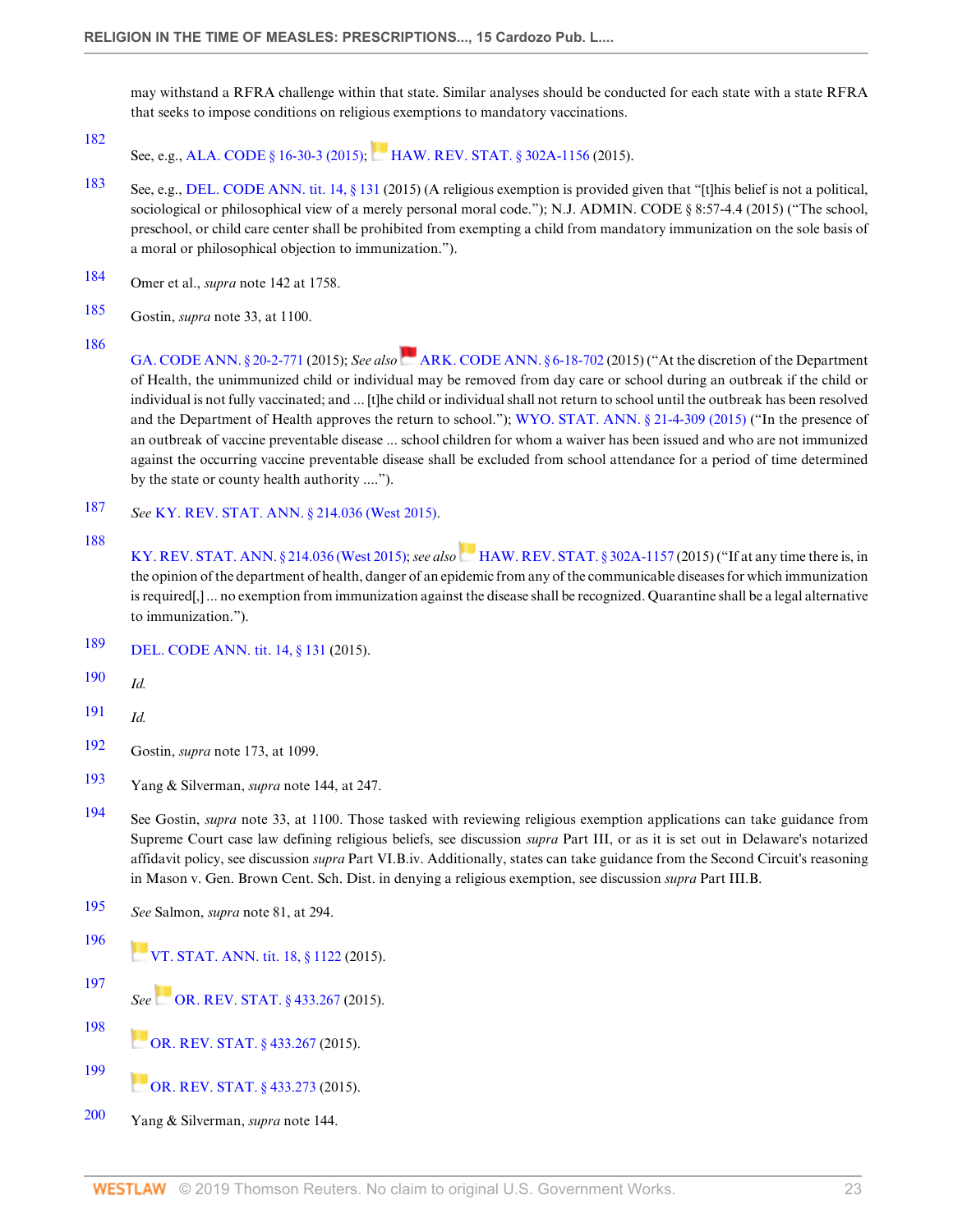may withstand a RFRA challenge within that state. Similar analyses should be conducted for each state with a state RFRA that seeks to impose conditions on religious exemptions to mandatory vaccinations.

182 See, e.g., ALA. CODE § 16-30-3 (2015); HAW. REV. STAT. § 302A-1156 (2015).

183 See, e.g., DEL. CODE ANN. tit. 14, § 131 (2015) (A religious exemption is provided given that "[t]his belief is not a political, sociological or philosophical view of a merely personal moral code."); N.J. ADMIN. CODE § 8:57-4.4 (2015) ("The school, preschool, or child care center shall be prohibited from exempting a child from mandatory immunization on the sole basis of a moral or philosophical objection to immunization.").

184 Omer et al., *supra* note 142 at 1758.

185 Gostin, *supra* note 33, at 1100.

186 GA. CODE ANN. § 20-2-771 (2015); *See also* ARK. CODE ANN. § 6-18-702 (2015) ("At the discretion of the Department of Health, the unimmunized child or individual may be removed from day care or school during an outbreak if the child or individual is not fully vaccinated; and ... [t]he child or individual shall not return to school until the outbreak has been resolved and the Department of Health approves the return to school."); WYO. STAT. ANN. § 21-4-309 (2015) ("In the presence of an outbreak of vaccine preventable disease ... school children for whom a waiver has been issued and who are not immunized against the occurring vaccine preventable disease shall be excluded from school attendance for a period of time determined by the state or county health authority ....").

187 *See* KY. REV. STAT. ANN. § 214.036 (West 2015).

188 KY. REV. STAT. ANN. § 214.036 (West 2015); *see also* HAW. REV. STAT. § 302A-1157 (2015) ("If at any time there is, in the opinion of the department of health, danger of an epidemic from any of the communicable diseases for which immunization is required[,] ... no exemption from immunization against the disease shall be recognized. Quarantine shall be a legal alternative to immunization.").

189 DEL. CODE ANN. tit. 14, § 131 (2015).

190 *Id.*

191 *Id.*

192 Gostin, *supra* note 173, at 1099.

193 Yang & Silverman, *supra* note 144, at 247.

194 See Gostin, *supra* note 33, at 1100. Those tasked with reviewing religious exemption applications can take guidance from Supreme Court case law defining religious beliefs, see discussion *supra* Part III, or as it is set out in Delaware's notarized affidavit policy, see discussion *supra* Part VI.B.iv. Additionally, states can take guidance from the Second Circuit's reasoning in Mason v. Gen. Brown Cent. Sch. Dist. in denying a religious exemption, see discussion *supra* Part III.B.

195 *See* Salmon, *supra* note 81, at 294.

196 VT. STAT. ANN. tit. 18, § 1122 (2015).

197 *See* OR. REV. STAT. § 433.267 (2015).

198 OR. REV. STAT. § 433.267 (2015).

199 OR. REV. STAT. § 433.273 (2015).

200 Yang & Silverman, *supra* note 144.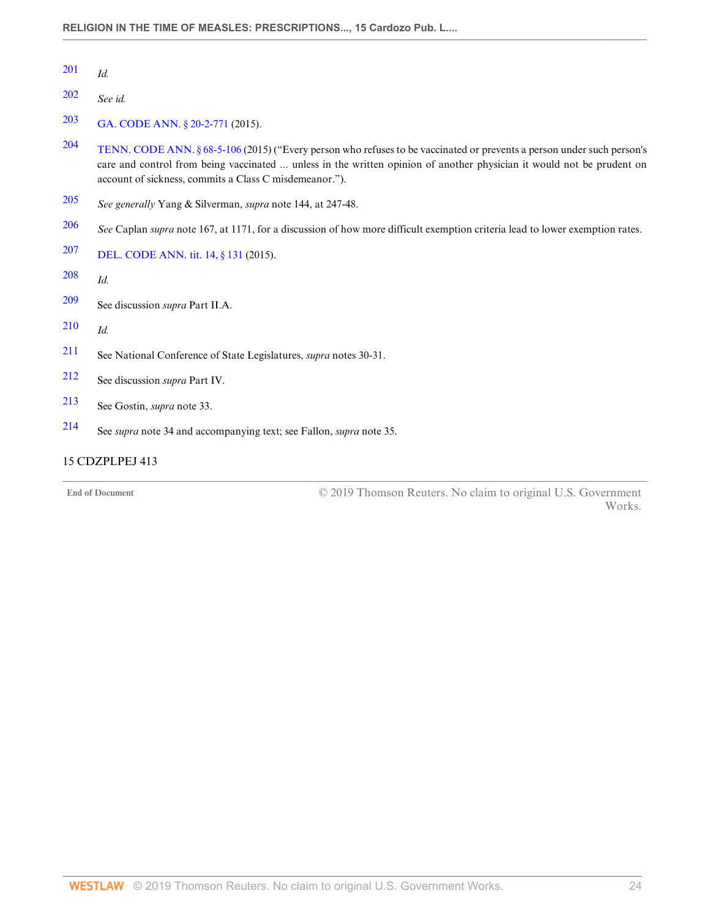201 *Id.*

202 *See id.*

203 GA. CODE ANN. § 20-2-771 (2015).

204 TENN. CODE ANN. § 68-5-106 (2015) ("Every person who refuses to be vaccinated or prevents a person under such person's care and control from being vaccinated ... unless in the written opinion of another physician it would not be prudent on account of sickness, commits a Class C misdemeanor.").

205 *See generally* Yang & Silverman, *supra* note 144, at 247-48.

206 *See* Caplan *supra* note 167, at 1171, for a discussion of how more difficult exemption criteria lead to lower exemption rates.

207 DEL. CODE ANN. tit. 14, § 131 (2015).

208 *Id.*

209 See discussion *supra* Part II.A.

210 *Id.*

211 See National Conference of State Legislatures, *supra* notes 30-31.

212 See discussion *supra* Part IV.

213 See Gostin, *supra* note 33.

214 See *supra* note 34 and accompanying text; see Fallon, *supra* note 35.

15 CDZPLPEJ 413

End of Document © 2019 Thomson Reuters. No claim to original U.S. Government Works.